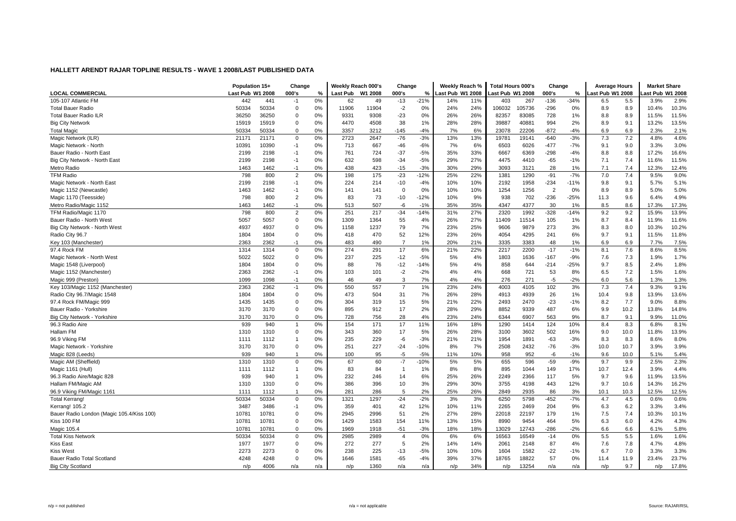# HALLETT ARENDT RAJAR TOPLINE RESULTS - WAVE 1 2008/LAST PUBLISHED DATA

| | Population 15+ | | Change | | Weekly Reach 000's | | Change | | Weekly Reach % | | Total Hours 000's | | Change | | Average Hours | | Market Share | |
|---|---|---|---|---|---|---|---|---|---|---|---|---|---|---|---|---|---|---|
| **LOCAL COMMERCIAL** | Last Pub | W1 2008 | 000's | % | Last Pub | W1 2008 | 000's | % | Last Pub | W1 2008 | Last Pub | W1 2008 | 000's | % | Last Pub | W1 2008 | Last Pub | W1 2008 |
| 105-107 Atlantic FM | 442 | 441 | -1 | 0% | 62 | 49 | -13 | -21% | 14% | 11% | 403 | 267 | -136 | -34% | 6.5 | 5.5 | 3.9% | 2.9% |
| Total Bauer Radio | 50334 | 50334 | 0 | 0% | 11906 | 11904 | -2 | 0% | 24% | 24% | 106032 | 105736 | -296 | 0% | 8.9 | 8.9 | 10.4% | 10.3% |
| Total Bauer Radio ILR | 36250 | 36250 | 0 | 0% | 9331 | 9308 | -23 | 0% | 26% | 26% | 82357 | 83085 | 728 | 1% | 8.8 | 8.9 | 11.5% | 11.5% |
| Big City Network | 15919 | 15919 | 0 | 0% | 4470 | 4508 | 38 | 1% | 28% | 28% | 39887 | 40881 | 994 | 2% | 8.9 | 9.1 | 13.2% | 13.5% |
| Total Magic | 50334 | 50334 | 0 | 0% | 3357 | 3212 | -145 | -4% | 7% | 6% | 23078 | 22206 | -872 | -4% | 6.9 | 6.9 | 2.3% | 2.1% |
| Magic Network (ILR) | 21171 | 21171 | 0 | 0% | 2723 | 2647 | -76 | -3% | 13% | 13% | 19781 | 19141 | -640 | -3% | 7.3 | 7.2 | 4.8% | 4.6% |
| Magic Network - North | 10391 | 10390 | -1 | 0% | 713 | 667 | -46 | -6% | 7% | 6% | 6503 | 6026 | -477 | -7% | 9.1 | 9.0 | 3.3% | 3.0% |
| Bauer Radio - North East | 2199 | 2198 | -1 | 0% | 761 | 724 | -37 | -5% | 35% | 33% | 6667 | 6369 | -298 | -4% | 8.8 | 8.8 | 17.2% | 16.6% |
| Big City Network - North East | 2199 | 2198 | -1 | 0% | 632 | 598 | -34 | -5% | 29% | 27% | 4475 | 4410 | -65 | -1% | 7.1 | 7.4 | 11.6% | 11.5% |
| Metro Radio | 1463 | 1462 | -1 | 0% | 438 | 423 | -15 | -3% | 30% | 29% | 3093 | 3121 | 28 | 1% | 7.1 | 7.4 | 12.3% | 12.4% |
| TFM Radio | 798 | 800 | 2 | 0% | 198 | 175 | -23 | -12% | 25% | 22% | 1381 | 1290 | -91 | -7% | 7.0 | 7.4 | 9.5% | 9.0% |
| Magic Network - North East | 2199 | 2198 | -1 | 0% | 224 | 214 | -10 | -4% | 10% | 10% | 2192 | 1958 | -234 | -11% | 9.8 | 9.1 | 5.7% | 5.1% |
| Magic 1152 (Newcastle) | 1463 | 1462 | -1 | 0% | 141 | 141 | 0 | 0% | 10% | 10% | 1254 | 1256 | 2 | 0% | 8.9 | 8.9 | 5.0% | 5.0% |
| Magic 1170 (Teesside) | 798 | 800 | 2 | 0% | 83 | 73 | -10 | -12% | 10% | 9% | 938 | 702 | -236 | -25% | 11.3 | 9.6 | 6.4% | 4.9% |
| Metro Radio/Magic 1152 | 1463 | 1462 | -1 | 0% | 513 | 507 | -6 | -1% | 35% | 35% | 4347 | 4377 | 30 | 1% | 8.5 | 8.6 | 17.3% | 17.3% |
| TFM Radio/Magic 1170 | 798 | 800 | 2 | 0% | 251 | 217 | -34 | -14% | 31% | 27% | 2320 | 1992 | -328 | -14% | 9.2 | 9.2 | 15.9% | 13.9% |
| Bauer Radio - North West | 5057 | 5057 | 0 | 0% | 1309 | 1364 | 55 | 4% | 26% | 27% | 11409 | 11514 | 105 | 1% | 8.7 | 8.4 | 11.9% | 11.6% |
| Big City Network - North West | 4937 | 4937 | 0 | 0% | 1158 | 1237 | 79 | 7% | 23% | 25% | 9606 | 9879 | 273 | 3% | 8.3 | 8.0 | 10.3% | 10.2% |
| Radio City 96.7 | 1804 | 1804 | 0 | 0% | 418 | 470 | 52 | 12% | 23% | 26% | 4054 | 4295 | 241 | 6% | 9.7 | 9.1 | 11.5% | 11.8% |
| Key 103 (Manchester) | 2363 | 2362 | -1 | 0% | 483 | 490 | 7 | 1% | 20% | 21% | 3335 | 3383 | 48 | 1% | 6.9 | 6.9 | 7.7% | 7.5% |
| 97.4 Rock FM | 1314 | 1314 | 0 | 0% | 274 | 291 | 17 | 6% | 21% | 22% | 2217 | 2200 | -17 | -1% | 8.1 | 7.6 | 8.6% | 8.5% |
| Magic Network - North West | 5022 | 5022 | 0 | 0% | 237 | 225 | -12 | -5% | 5% | 4% | 1803 | 1636 | -167 | -9% | 7.6 | 7.3 | 1.9% | 1.7% |
| Magic 1548 (Liverpool) | 1804 | 1804 | 0 | 0% | 88 | 76 | -12 | -14% | 5% | 4% | 858 | 644 | -214 | -25% | 9.7 | 8.5 | 2.4% | 1.8% |
| Magic 1152 (Manchester) | 2363 | 2362 | -1 | 0% | 103 | 101 | -2 | -2% | 4% | 4% | 668 | 721 | 53 | 8% | 6.5 | 7.2 | 1.5% | 1.6% |
| Magic 999 (Preston) | 1099 | 1098 | -1 | 0% | 46 | 49 | 3 | 7% | 4% | 4% | 276 | 271 | -5 | -2% | 6.0 | 5.6 | 1.3% | 1.3% |
| Key 103/Magic 1152 (Manchester) | 2363 | 2362 | -1 | 0% | 550 | 557 | 7 | 1% | 23% | 24% | 4003 | 4105 | 102 | 3% | 7.3 | 7.4 | 9.3% | 9.1% |
| Radio City 96.7/Magic 1548 | 1804 | 1804 | 0 | 0% | 473 | 504 | 31 | 7% | 26% | 28% | 4913 | 4939 | 26 | 1% | 10.4 | 9.8 | 13.9% | 13.6% |
| 97.4 Rock FM/Magic 999 | 1435 | 1435 | 0 | 0% | 304 | 319 | 15 | 5% | 21% | 22% | 2493 | 2470 | -23 | -1% | 8.2 | 7.7 | 9.0% | 8.8% |
| Bauer Radio - Yorkshire | 3170 | 3170 | 0 | 0% | 895 | 912 | 17 | 2% | 28% | 29% | 8852 | 9339 | 487 | 6% | 9.9 | 10.2 | 13.8% | 14.8% |
| Big City Network - Yorkshire | 3170 | 3170 | 0 | 0% | 728 | 756 | 28 | 4% | 23% | 24% | 6344 | 6907 | 563 | 9% | 8.7 | 9.1 | 9.9% | 11.0% |
| 96.3 Radio Aire | 939 | 940 | 1 | 0% | 154 | 171 | 17 | 11% | 16% | 18% | 1290 | 1414 | 124 | 10% | 8.4 | 8.3 | 6.8% | 8.1% |
| Hallam FM | 1310 | 1310 | 0 | 0% | 343 | 360 | 17 | 5% | 26% | 28% | 3100 | 3602 | 502 | 16% | 9.0 | 10.0 | 11.8% | 13.9% |
| 96.9 Viking FM | 1111 | 1112 | 1 | 0% | 235 | 229 | -6 | -3% | 21% | 21% | 1954 | 1891 | -63 | -3% | 8.3 | 8.3 | 8.6% | 8.0% |
| Magic Network - Yorkshire | 3170 | 3170 | 0 | 0% | 251 | 227 | -24 | -10% | 8% | 7% | 2508 | 2432 | -76 | -3% | 10.0 | 10.7 | 3.9% | 3.9% |
| Magic 828 (Leeds) | 939 | 940 | 1 | 0% | 100 | 95 | -5 | -5% | 11% | 10% | 958 | 952 | -6 | -1% | 9.6 | 10.0 | 5.1% | 5.4% |
| Magic AM (Sheffield) | 1310 | 1310 | 0 | 0% | 67 | 60 | -7 | -10% | 5% | 5% | 655 | 596 | -59 | -9% | 9.7 | 9.9 | 2.5% | 2.3% |
| Magic 1161 (Hull) | 1111 | 1112 | 1 | 0% | 83 | 84 | 1 | 1% | 8% | 8% | 895 | 1044 | 149 | 17% | 10.7 | 12.4 | 3.9% | 4.4% |
| 96.3 Radio Aire/Magic 828 | 939 | 940 | 1 | 0% | 232 | 246 | 14 | 6% | 25% | 26% | 2249 | 2366 | 117 | 5% | 9.7 | 9.6 | 11.9% | 13.5% |
| Hallam FM/Magic AM | 1310 | 1310 | 0 | 0% | 386 | 396 | 10 | 3% | 29% | 30% | 3755 | 4198 | 443 | 12% | 9.7 | 10.6 | 14.3% | 16.2% |
| 96.9 Viking FM/Magic 1161 | 1111 | 1112 | 1 | 0% | 281 | 286 | 5 | 2% | 25% | 26% | 2849 | 2935 | 86 | 3% | 10.1 | 10.3 | 12.5% | 12.5% |
| Total Kerrang! | 50334 | 50334 | 0 | 0% | 1321 | 1297 | -24 | -2% | 3% | 3% | 6250 | 5798 | -452 | -7% | 4.7 | 4.5 | 0.6% | 0.6% |
| Kerrang! 105.2 | 3487 | 3486 | -1 | 0% | 359 | 401 | 42 | 12% | 10% | 11% | 2265 | 2469 | 204 | 9% | 6.3 | 6.2 | 3.3% | 3.4% |
| Bauer Radio London (Magic 105.4/Kiss 100) | 10781 | 10781 | 0 | 0% | 2945 | 2996 | 51 | 2% | 27% | 28% | 22018 | 22197 | 179 | 1% | 7.5 | 7.4 | 10.3% | 10.1% |
| Kiss 100 FM | 10781 | 10781 | 0 | 0% | 1429 | 1583 | 154 | 11% | 13% | 15% | 8990 | 9454 | 464 | 5% | 6.3 | 6.0 | 4.2% | 4.3% |
| Magic 105.4 | 10781 | 10781 | 0 | 0% | 1969 | 1918 | -51 | -3% | 18% | 18% | 13029 | 12743 | -286 | -2% | 6.6 | 6.6 | 6.1% | 5.8% |
| Total Kiss Network | 50334 | 50334 | 0 | 0% | 2985 | 2989 | 4 | 0% | 6% | 6% | 16563 | 16549 | -14 | 0% | 5.5 | 5.5 | 1.6% | 1.6% |
| Kiss East | 1977 | 1977 | 0 | 0% | 272 | 277 | 5 | 2% | 14% | 14% | 2061 | 2148 | 87 | 4% | 7.6 | 7.8 | 4.7% | 4.8% |
| Kiss West | 2273 | 2273 | 0 | 0% | 238 | 225 | -13 | -5% | 10% | 10% | 1604 | 1582 | -22 | -1% | 6.7 | 7.0 | 3.3% | 3.3% |
| Bauer Radio Total Scotland | 4248 | 4248 | 0 | 0% | 1646 | 1581 | -65 | -4% | 39% | 37% | 18765 | 18822 | 57 | 0% | 11.4 | 11.9 | 23.4% | 23.7% |
| Big City Scotland | n/p | 4006 | n/a | n/a | n/p | 1360 | n/a | n/a | n/p | 34% | n/p | 13254 | n/a | n/a | n/p | 9.7 | n/p | 17.8% |

n/p = not published &nbsp;&nbsp;&nbsp; n/a = not applicable &nbsp;&nbsp;&nbsp; Source: RAJAR/RSL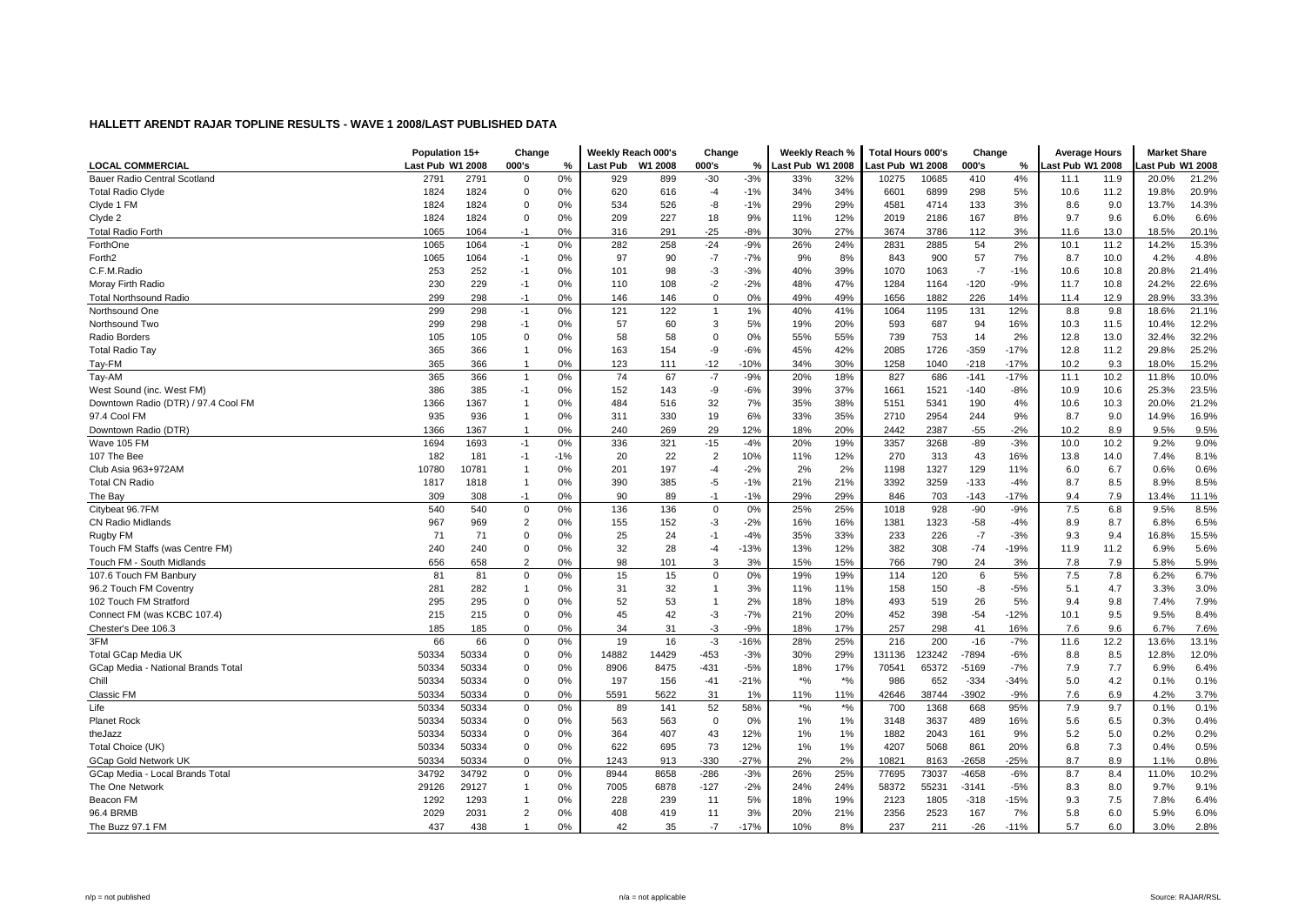## HALLETT ARENDT RAJAR TOPLINE RESULTS - WAVE 1 2008/LAST PUBLISHED DATA

| LOCAL COMMERCIAL | Population 15+ Last Pub | Population 15+ W1 2008 | Change 000's | Change % | Weekly Reach 000's Last Pub | Weekly Reach 000's W1 2008 | Change 000's | Change % | Weekly Reach % Last Pub | Weekly Reach % W1 2008 | Total Hours 000's Last Pub | Total Hours 000's W1 2008 | Change 000's | Change % | Average Hours Last Pub | Average Hours W1 2008 | Market Share Last Pub | Market Share W1 2008 |
|---|---|---|---|---|---|---|---|---|---|---|---|---|---|---|---|---|---|---|
| Bauer Radio Central Scotland | 2791 | 2791 | 0 | 0% | 929 | 899 | -30 | -3% | 33% | 32% | 10275 | 10685 | 410 | 4% | 11.1 | 11.9 | 20.0% | 21.2% |
| Total Radio Clyde | 1824 | 1824 | 0 | 0% | 620 | 616 | -4 | -1% | 34% | 34% | 6601 | 6899 | 298 | 5% | 10.6 | 11.2 | 19.8% | 20.9% |
| Clyde 1 FM | 1824 | 1824 | 0 | 0% | 534 | 526 | -8 | -1% | 29% | 29% | 4581 | 4714 | 133 | 3% | 8.6 | 9.0 | 13.7% | 14.3% |
| Clyde 2 | 1824 | 1824 | 0 | 0% | 209 | 227 | 18 | 9% | 11% | 12% | 2019 | 2186 | 167 | 8% | 9.7 | 9.6 | 6.0% | 6.6% |
| Total Radio Forth | 1065 | 1064 | -1 | 0% | 316 | 291 | -25 | -8% | 30% | 27% | 3674 | 3786 | 112 | 3% | 11.6 | 13.0 | 18.5% | 20.1% |
| ForthOne | 1065 | 1064 | -1 | 0% | 282 | 258 | -24 | -9% | 26% | 24% | 2831 | 2885 | 54 | 2% | 10.1 | 11.2 | 14.2% | 15.3% |
| Forth2 | 1065 | 1064 | -1 | 0% | 97 | 90 | -7 | -7% | 9% | 8% | 843 | 900 | 57 | 7% | 8.7 | 10.0 | 4.2% | 4.8% |
| C.F.M.Radio | 253 | 252 | -1 | 0% | 101 | 98 | -3 | -3% | 40% | 39% | 1070 | 1063 | -7 | -1% | 10.6 | 10.8 | 20.8% | 21.4% |
| Moray Firth Radio | 230 | 229 | -1 | 0% | 110 | 108 | -2 | -2% | 48% | 47% | 1284 | 1164 | -120 | -9% | 11.7 | 10.8 | 24.2% | 22.6% |
| Total Northsound Radio | 299 | 298 | -1 | 0% | 146 | 146 | 0 | 0% | 49% | 49% | 1656 | 1882 | 226 | 14% | 11.4 | 12.9 | 28.9% | 33.3% |
| Northsound One | 299 | 298 | -1 | 0% | 121 | 122 | 1 | 1% | 40% | 41% | 1064 | 1195 | 131 | 12% | 8.8 | 9.8 | 18.6% | 21.1% |
| Northsound Two | 299 | 298 | -1 | 0% | 57 | 60 | 3 | 5% | 19% | 20% | 593 | 687 | 94 | 16% | 10.3 | 11.5 | 10.4% | 12.2% |
| Radio Borders | 105 | 105 | 0 | 0% | 58 | 58 | 0 | 0% | 55% | 55% | 739 | 753 | 14 | 2% | 12.8 | 13.0 | 32.4% | 32.2% |
| Total Radio Tay | 365 | 366 | 1 | 0% | 163 | 154 | -9 | -6% | 45% | 42% | 2085 | 1726 | -359 | -17% | 12.8 | 11.2 | 29.8% | 25.2% |
| Tay-FM | 365 | 366 | 1 | 0% | 123 | 111 | -12 | -10% | 34% | 30% | 1258 | 1040 | -218 | -17% | 10.2 | 9.3 | 18.0% | 15.2% |
| Tay-AM | 365 | 366 | 1 | 0% | 74 | 67 | -7 | -9% | 20% | 18% | 827 | 686 | -141 | -17% | 11.1 | 10.2 | 11.8% | 10.0% |
| West Sound (inc. West FM) | 386 | 385 | -1 | 0% | 152 | 143 | -9 | -6% | 39% | 37% | 1661 | 1521 | -140 | -8% | 10.9 | 10.6 | 25.3% | 23.5% |
| Downtown Radio (DTR) / 97.4 Cool FM | 1366 | 1367 | 1 | 0% | 484 | 516 | 32 | 7% | 35% | 38% | 5151 | 5341 | 190 | 4% | 10.6 | 10.3 | 20.0% | 21.2% |
| 97.4 Cool FM | 935 | 936 | 1 | 0% | 311 | 330 | 19 | 6% | 33% | 35% | 2710 | 2954 | 244 | 9% | 8.7 | 9.0 | 14.9% | 16.9% |
| Downtown Radio (DTR) | 1366 | 1367 | 1 | 0% | 240 | 269 | 29 | 12% | 18% | 20% | 2442 | 2387 | -55 | -2% | 10.2 | 8.9 | 9.5% | 9.5% |
| Wave 105 FM | 1694 | 1693 | -1 | 0% | 336 | 321 | -15 | -4% | 20% | 19% | 3357 | 3268 | -89 | -3% | 10.0 | 10.2 | 9.2% | 9.0% |
| 107 The Bee | 182 | 181 | -1 | -1% | 20 | 22 | 2 | 10% | 11% | 12% | 270 | 313 | 43 | 16% | 13.8 | 14.0 | 7.4% | 8.1% |
| Club Asia 963+972AM | 10780 | 10781 | 1 | 0% | 201 | 197 | -4 | -2% | 2% | 2% | 1198 | 1327 | 129 | 11% | 6.0 | 6.7 | 0.6% | 0.6% |
| Total CN Radio | 1817 | 1818 | 1 | 0% | 390 | 385 | -5 | -1% | 21% | 21% | 3392 | 3259 | -133 | -4% | 8.7 | 8.5 | 8.9% | 8.5% |
| The Bay | 309 | 308 | -1 | 0% | 90 | 89 | -1 | -1% | 29% | 29% | 846 | 703 | -143 | -17% | 9.4 | 7.9 | 13.4% | 11.1% |
| Citybeat 96.7FM | 540 | 540 | 0 | 0% | 136 | 136 | 0 | 0% | 25% | 25% | 1018 | 928 | -90 | -9% | 7.5 | 6.8 | 9.5% | 8.5% |
| CN Radio Midlands | 967 | 969 | 2 | 0% | 155 | 152 | -3 | -2% | 16% | 16% | 1381 | 1323 | -58 | -4% | 8.9 | 8.7 | 6.8% | 6.5% |
| Rugby FM | 71 | 71 | 0 | 0% | 25 | 24 | -1 | -4% | 35% | 33% | 233 | 226 | -7 | -3% | 9.3 | 9.4 | 16.8% | 15.5% |
| Touch FM Staffs (was Centre FM) | 240 | 240 | 0 | 0% | 32 | 28 | -4 | -13% | 13% | 12% | 382 | 308 | -74 | -19% | 11.9 | 11.2 | 6.9% | 5.6% |
| Touch FM - South Midlands | 656 | 658 | 2 | 0% | 98 | 101 | 3 | 3% | 15% | 15% | 766 | 790 | 24 | 3% | 7.8 | 7.9 | 5.8% | 5.9% |
| 107.6 Touch FM Banbury | 81 | 81 | 0 | 0% | 15 | 15 | 0 | 0% | 19% | 19% | 114 | 120 | 6 | 5% | 7.5 | 7.8 | 6.2% | 6.7% |
| 96.2 Touch FM Coventry | 281 | 282 | 1 | 0% | 31 | 32 | 1 | 3% | 11% | 11% | 158 | 150 | -8 | -5% | 5.1 | 4.7 | 3.3% | 3.0% |
| 102 Touch FM Stratford | 295 | 295 | 0 | 0% | 52 | 53 | 1 | 2% | 18% | 18% | 493 | 519 | 26 | 5% | 9.4 | 9.8 | 7.4% | 7.9% |
| Connect FM (was KCBC 107.4) | 215 | 215 | 0 | 0% | 45 | 42 | -3 | -7% | 21% | 20% | 452 | 398 | -54 | -12% | 10.1 | 9.5 | 9.5% | 8.4% |
| Chester's Dee 106.3 | 185 | 185 | 0 | 0% | 34 | 31 | -3 | -9% | 18% | 17% | 257 | 298 | 41 | 16% | 7.6 | 9.6 | 6.7% | 7.6% |
| 3FM | 66 | 66 | 0 | 0% | 19 | 16 | -3 | -16% | 28% | 25% | 216 | 200 | -16 | -7% | 11.6 | 12.2 | 13.6% | 13.1% |
| Total GCap Media UK | 50334 | 50334 | 0 | 0% | 14882 | 14429 | -453 | -3% | 30% | 29% | 131136 | 123242 | -7894 | -6% | 8.8 | 8.5 | 12.8% | 12.0% |
| GCap Media - National Brands Total | 50334 | 50334 | 0 | 0% | 8906 | 8475 | -431 | -5% | 18% | 17% | 70541 | 65372 | -5169 | -7% | 7.9 | 7.7 | 6.9% | 6.4% |
| Chill | 50334 | 50334 | 0 | 0% | 197 | 156 | -41 | -21% | *% | *% | 986 | 652 | -334 | -34% | 5.0 | 4.2 | 0.1% | 0.1% |
| Classic FM | 50334 | 50334 | 0 | 0% | 5591 | 5622 | 31 | 1% | 11% | 11% | 42646 | 38744 | -3902 | -9% | 7.6 | 6.9 | 4.2% | 3.7% |
| Life | 50334 | 50334 | 0 | 0% | 89 | 141 | 52 | 58% | *% | *% | 700 | 1368 | 668 | 95% | 7.9 | 9.7 | 0.1% | 0.1% |
| Planet Rock | 50334 | 50334 | 0 | 0% | 563 | 563 | 0 | 0% | 1% | 1% | 3148 | 3637 | 489 | 16% | 5.6 | 6.5 | 0.3% | 0.4% |
| theJazz | 50334 | 50334 | 0 | 0% | 364 | 407 | 43 | 12% | 1% | 1% | 1882 | 2043 | 161 | 9% | 5.2 | 5.0 | 0.2% | 0.2% |
| Total Choice (UK) | 50334 | 50334 | 0 | 0% | 622 | 695 | 73 | 12% | 1% | 1% | 4207 | 5068 | 861 | 20% | 6.8 | 7.3 | 0.4% | 0.5% |
| GCap Gold Network UK | 50334 | 50334 | 0 | 0% | 1243 | 913 | -330 | -27% | 2% | 2% | 10821 | 8163 | -2658 | -25% | 8.7 | 8.9 | 1.1% | 0.8% |
| GCap Media - Local Brands Total | 34792 | 34792 | 0 | 0% | 8944 | 8658 | -286 | -3% | 26% | 25% | 77695 | 73037 | -4658 | -6% | 8.7 | 8.4 | 11.0% | 10.2% |
| The One Network | 29126 | 29127 | 1 | 0% | 7005 | 6878 | -127 | -2% | 24% | 24% | 58372 | 55231 | -3141 | -5% | 8.3 | 8.0 | 9.7% | 9.1% |
| Beacon FM | 1292 | 1293 | 1 | 0% | 228 | 239 | 11 | 5% | 18% | 19% | 2123 | 1805 | -318 | -15% | 9.3 | 7.5 | 7.8% | 6.4% |
| 96.4 BRMB | 2029 | 2031 | 2 | 0% | 408 | 419 | 11 | 3% | 20% | 21% | 2356 | 2523 | 167 | 7% | 5.8 | 6.0 | 5.9% | 6.0% |
| The Buzz 97.1 FM | 437 | 438 | 1 | 0% | 42 | 35 | -7 | -17% | 10% | 8% | 237 | 211 | -26 | -11% | 5.7 | 6.0 | 3.0% | 2.8% |

n/p = not published | n/a = not applicable | Source: RAJAR/RSL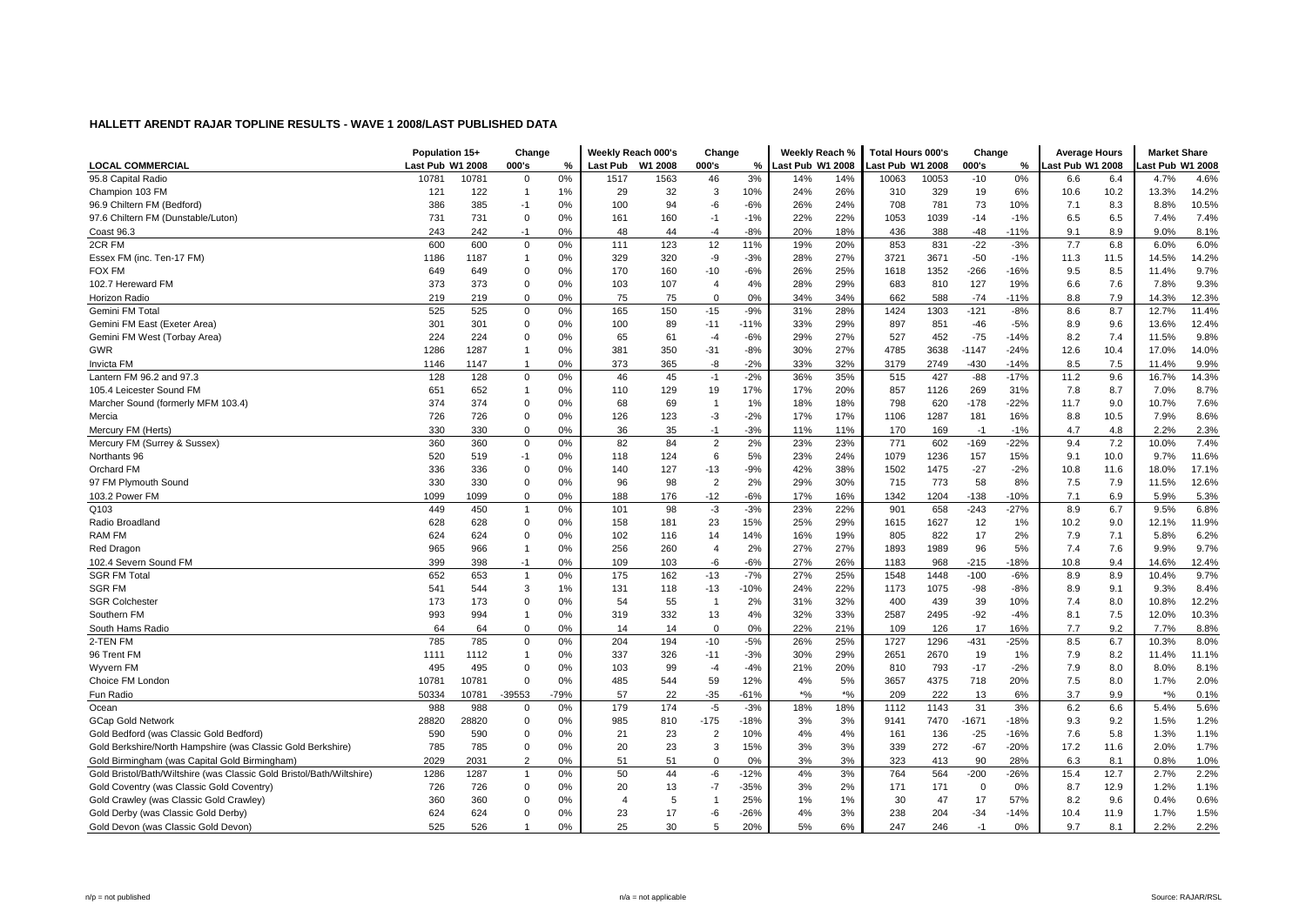# HALLETT ARENDT RAJAR TOPLINE RESULTS - WAVE 1 2008/LAST PUBLISHED DATA

| LOCAL COMMERCIAL | Population 15+ | | Change | | Weekly Reach 000's | | Change | | Weekly Reach % | | Total Hours 000's | | Change | | Average Hours | | Market Share | |
|---|---|---|---|---|---|---|---|---|---|---|---|---|---|---|---|---|---|---|
| | Last Pub | W1 2008 | 000's | % | Last Pub | W1 2008 | 000's | % | Last Pub | W1 2008 | Last Pub | W1 2008 | 000's | % | Last Pub | W1 2008 | Last Pub | W1 2008 |
| 95.8 Capital Radio | 10781 | 10781 | 0 | 0% | 1517 | 1563 | 46 | 3% | 14% | 14% | 10063 | 10053 | -10 | 0% | 6.6 | 6.4 | 4.7% | 4.6% |
| Champion 103 FM | 121 | 122 | 1 | 1% | 29 | 32 | 3 | 10% | 24% | 26% | 310 | 329 | 19 | 6% | 10.6 | 10.2 | 13.3% | 14.2% |
| 96.9 Chiltern FM (Bedford) | 386 | 385 | -1 | 0% | 100 | 94 | -6 | -6% | 26% | 24% | 708 | 781 | 73 | 10% | 7.1 | 8.3 | 8.8% | 10.5% |
| 97.6 Chiltern FM (Dunstable/Luton) | 731 | 731 | 0 | 0% | 161 | 160 | -1 | -1% | 22% | 22% | 1053 | 1039 | -14 | -1% | 6.5 | 6.5 | 7.4% | 7.4% |
| Coast 96.3 | 243 | 242 | -1 | 0% | 48 | 44 | -4 | -8% | 20% | 18% | 436 | 388 | -48 | -11% | 9.1 | 8.9 | 9.0% | 8.1% |
| 2CR FM | 600 | 600 | 0 | 0% | 111 | 123 | 12 | 11% | 19% | 20% | 853 | 831 | -22 | -3% | 7.7 | 6.8 | 6.0% | 6.0% |
| Essex FM (inc. Ten-17 FM) | 1186 | 1187 | 1 | 0% | 329 | 320 | -9 | -3% | 28% | 27% | 3721 | 3671 | -50 | -1% | 11.3 | 11.5 | 14.5% | 14.2% |
| FOX FM | 649 | 649 | 0 | 0% | 170 | 160 | -10 | -6% | 26% | 25% | 1618 | 1352 | -266 | -16% | 9.5 | 8.5 | 11.4% | 9.7% |
| 102.7 Hereward FM | 373 | 373 | 0 | 0% | 103 | 107 | 4 | 4% | 28% | 29% | 683 | 810 | 127 | 19% | 6.6 | 7.6 | 7.8% | 9.3% |
| Horizon Radio | 219 | 219 | 0 | 0% | 75 | 75 | 0 | 0% | 34% | 34% | 662 | 588 | -74 | -11% | 8.8 | 7.9 | 14.3% | 12.3% |
| Gemini FM Total | 525 | 525 | 0 | 0% | 165 | 150 | -15 | -9% | 31% | 28% | 1424 | 1303 | -121 | -8% | 8.6 | 8.7 | 12.7% | 11.4% |
| Gemini FM East (Exeter Area) | 301 | 301 | 0 | 0% | 100 | 89 | -11 | -11% | 33% | 29% | 897 | 851 | -46 | -5% | 8.9 | 9.6 | 13.6% | 12.4% |
| Gemini FM West (Torbay Area) | 224 | 224 | 0 | 0% | 65 | 61 | -4 | -6% | 29% | 27% | 527 | 452 | -75 | -14% | 8.2 | 7.4 | 11.5% | 9.8% |
| GWR | 1286 | 1287 | 1 | 0% | 381 | 350 | -31 | -8% | 30% | 27% | 4785 | 3638 | -1147 | -24% | 12.6 | 10.4 | 17.0% | 14.0% |
| Invicta FM | 1146 | 1147 | 1 | 0% | 373 | 365 | -8 | -2% | 33% | 32% | 3179 | 2749 | -430 | -14% | 8.5 | 7.5 | 11.4% | 9.9% |
| Lantern FM 96.2 and 97.3 | 128 | 128 | 0 | 0% | 46 | 45 | -1 | -2% | 36% | 35% | 515 | 427 | -88 | -17% | 11.2 | 9.6 | 16.7% | 14.3% |
| 105.4 Leicester Sound FM | 651 | 652 | 1 | 0% | 110 | 129 | 19 | 17% | 17% | 20% | 857 | 1126 | 269 | 31% | 7.8 | 8.7 | 7.0% | 8.7% |
| Marcher Sound (formerly MFM 103.4) | 374 | 374 | 0 | 0% | 68 | 69 | 1 | 1% | 18% | 18% | 798 | 620 | -178 | -22% | 11.7 | 9.0 | 10.7% | 7.6% |
| Mercia | 726 | 726 | 0 | 0% | 126 | 123 | -3 | -2% | 17% | 17% | 1106 | 1287 | 181 | 16% | 8.8 | 10.5 | 7.9% | 8.6% |
| Mercury FM (Herts) | 330 | 330 | 0 | 0% | 36 | 35 | -1 | -3% | 11% | 11% | 170 | 169 | -1 | -1% | 4.7 | 4.8 | 2.2% | 2.3% |
| Mercury FM (Surrey & Sussex) | 360 | 360 | 0 | 0% | 82 | 84 | 2 | 2% | 23% | 23% | 771 | 602 | -169 | -22% | 9.4 | 7.2 | 10.0% | 7.4% |
| Northants 96 | 520 | 519 | -1 | 0% | 118 | 124 | 6 | 5% | 23% | 24% | 1079 | 1236 | 157 | 15% | 9.1 | 10.0 | 9.7% | 11.6% |
| Orchard FM | 336 | 336 | 0 | 0% | 140 | 127 | -13 | -9% | 42% | 38% | 1502 | 1475 | -27 | -2% | 10.8 | 11.6 | 18.0% | 17.1% |
| 97 FM Plymouth Sound | 330 | 330 | 0 | 0% | 96 | 98 | 2 | 2% | 29% | 30% | 715 | 773 | 58 | 8% | 7.5 | 7.9 | 11.5% | 12.6% |
| 103.2 Power FM | 1099 | 1099 | 0 | 0% | 188 | 176 | -12 | -6% | 17% | 16% | 1342 | 1204 | -138 | -10% | 7.1 | 6.9 | 5.9% | 5.3% |
| Q103 | 449 | 450 | 1 | 0% | 101 | 98 | -3 | -3% | 23% | 22% | 901 | 658 | -243 | -27% | 8.9 | 6.7 | 9.5% | 6.8% |
| Radio Broadland | 628 | 628 | 0 | 0% | 158 | 181 | 23 | 15% | 25% | 29% | 1615 | 1627 | 12 | 1% | 10.2 | 9.0 | 12.1% | 11.9% |
| RAM FM | 624 | 624 | 0 | 0% | 102 | 116 | 14 | 14% | 16% | 19% | 805 | 822 | 17 | 2% | 7.9 | 7.1 | 5.8% | 6.2% |
| Red Dragon | 965 | 966 | 1 | 0% | 256 | 260 | 4 | 2% | 27% | 27% | 1893 | 1989 | 96 | 5% | 7.4 | 7.6 | 9.9% | 9.7% |
| 102.4 Severn Sound FM | 399 | 398 | -1 | 0% | 109 | 103 | -6 | -6% | 27% | 26% | 1183 | 968 | -215 | -18% | 10.8 | 9.4 | 14.6% | 12.4% |
| SGR FM Total | 652 | 653 | 1 | 0% | 175 | 162 | -13 | -7% | 27% | 25% | 1548 | 1448 | -100 | -6% | 8.9 | 8.9 | 10.4% | 9.7% |
| SGR FM | 541 | 544 | 3 | 1% | 131 | 118 | -13 | -10% | 24% | 22% | 1173 | 1075 | -98 | -8% | 8.9 | 9.1 | 9.3% | 8.4% |
| SGR Colchester | 173 | 173 | 0 | 0% | 54 | 55 | 1 | 2% | 31% | 32% | 400 | 439 | 39 | 10% | 7.4 | 8.0 | 10.8% | 12.2% |
| Southern FM | 993 | 994 | 1 | 0% | 319 | 332 | 13 | 4% | 32% | 33% | 2587 | 2495 | -92 | -4% | 8.1 | 7.5 | 12.0% | 10.3% |
| South Hams Radio | 64 | 64 | 0 | 0% | 14 | 14 | 0 | 0% | 22% | 21% | 109 | 126 | 17 | 16% | 7.7 | 9.2 | 7.7% | 8.8% |
| 2-TEN FM | 785 | 785 | 0 | 0% | 204 | 194 | -10 | -5% | 26% | 25% | 1727 | 1296 | -431 | -25% | 8.5 | 6.7 | 10.3% | 8.0% |
| 96 Trent FM | 1111 | 1112 | 1 | 0% | 337 | 326 | -11 | -3% | 30% | 29% | 2651 | 2670 | 19 | 1% | 7.9 | 8.2 | 11.4% | 11.1% |
| Wyvern FM | 495 | 495 | 0 | 0% | 103 | 99 | -4 | -4% | 21% | 20% | 810 | 793 | -17 | -2% | 7.9 | 8.0 | 8.0% | 8.1% |
| Choice FM London | 10781 | 10781 | 0 | 0% | 485 | 544 | 59 | 12% | 4% | 5% | 3657 | 4375 | 718 | 20% | 7.5 | 8.0 | 1.7% | 2.0% |
| Fun Radio | 50334 | 10781 | -39553 | -79% | 57 | 22 | -35 | -61% | *% | *% | 209 | 222 | 13 | 6% | 3.7 | 9.9 | *% | 0.1% |
| Ocean | 988 | 988 | 0 | 0% | 179 | 174 | -5 | -3% | 18% | 18% | 1112 | 1143 | 31 | 3% | 6.2 | 6.6 | 5.4% | 5.6% |
| GCap Gold Network | 28820 | 28820 | 0 | 0% | 985 | 810 | -175 | -18% | 3% | 3% | 9141 | 7470 | -1671 | -18% | 9.3 | 9.2 | 1.5% | 1.2% |
| Gold Bedford (was Classic Gold Bedford) | 590 | 590 | 0 | 0% | 21 | 23 | 2 | 10% | 4% | 4% | 161 | 136 | -25 | -16% | 7.6 | 5.8 | 1.3% | 1.1% |
| Gold Berkshire/North Hampshire (was Classic Gold Berkshire) | 785 | 785 | 0 | 0% | 20 | 23 | 3 | 15% | 3% | 3% | 339 | 272 | -67 | -20% | 17.2 | 11.6 | 2.0% | 1.7% |
| Gold Birmingham (was Capital Gold Birmingham) | 2029 | 2031 | 2 | 0% | 51 | 51 | 0 | 0% | 3% | 3% | 323 | 413 | 90 | 28% | 6.3 | 8.1 | 0.8% | 1.0% |
| Gold Bristol/Bath/Wiltshire (was Classic Gold Bristol/Bath/Wiltshire) | 1286 | 1287 | 1 | 0% | 50 | 44 | -6 | -12% | 4% | 3% | 764 | 564 | -200 | -26% | 15.4 | 12.7 | 2.7% | 2.2% |
| Gold Coventry (was Classic Gold Coventry) | 726 | 726 | 0 | 0% | 20 | 13 | -7 | -35% | 3% | 2% | 171 | 171 | 0 | 0% | 8.7 | 12.9 | 1.2% | 1.1% |
| Gold Crawley (was Classic Gold Crawley) | 360 | 360 | 0 | 0% | 4 | 5 | 1 | 25% | 1% | 1% | 30 | 47 | 17 | 57% | 8.2 | 9.6 | 0.4% | 0.6% |
| Gold Derby (was Classic Gold Derby) | 624 | 624 | 0 | 0% | 23 | 17 | -6 | -26% | 4% | 3% | 238 | 204 | -34 | -14% | 10.4 | 11.9 | 1.7% | 1.5% |
| Gold Devon (was Classic Gold Devon) | 525 | 526 | 1 | 0% | 25 | 30 | 5 | 20% | 5% | 6% | 247 | 246 | -1 | 0% | 9.7 | 8.1 | 2.2% | 2.2% |

n/p = not published    n/a = not applicable    Source: RAJAR/RSL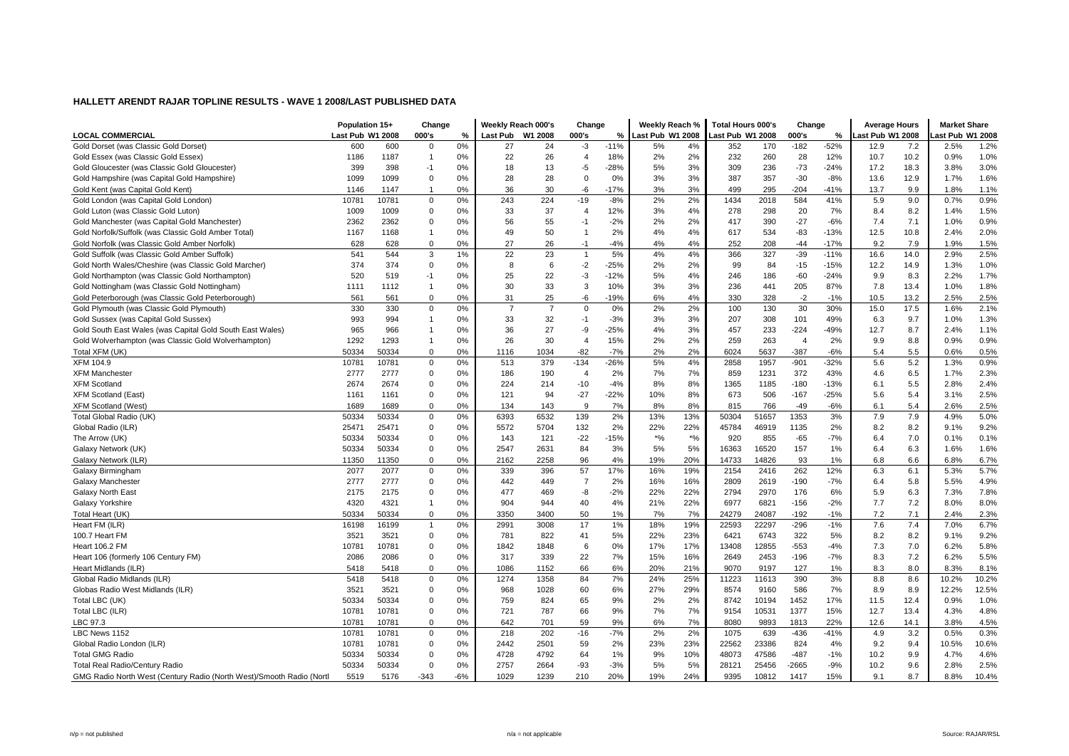## HALLETT ARENDT RAJAR TOPLINE RESULTS - WAVE 1 2008/LAST PUBLISHED DATA

| LOCAL COMMERCIAL | Population 15+ | | Change | | Weekly Reach 000's | | Change | | Weekly Reach % | | Total Hours 000's | | Change | | Average Hours | | Market Share | |
|---|---|---|---|---|---|---|---|---|---|---|---|---|---|---|---|---|---|---|
| | Last Pub | W1 2008 | 000's | % | Last Pub | W1 2008 | 000's | % | Last Pub | W1 2008 | Last Pub | W1 2008 | 000's | % | Last Pub | W1 2008 | Last Pub | W1 2008 |
| Gold Dorset (was Classic Gold Dorset) | 600 | 600 | 0 | 0% | 27 | 24 | -3 | -11% | 5% | 4% | 352 | 170 | -182 | -52% | 12.9 | 7.2 | 2.5% | 1.2% |
| Gold Essex (was Classic Gold Essex) | 1186 | 1187 | 1 | 0% | 22 | 26 | 4 | 18% | 2% | 2% | 232 | 260 | 28 | 12% | 10.7 | 10.2 | 0.9% | 1.0% |
| Gold Gloucester (was Classic Gold Gloucester) | 399 | 398 | -1 | 0% | 18 | 13 | -5 | -28% | 5% | 3% | 309 | 236 | -73 | -24% | 17.2 | 18.3 | 3.8% | 3.0% |
| Gold Hampshire (was Capital Gold Hampshire) | 1099 | 1099 | 0 | 0% | 28 | 28 | 0 | 0% | 3% | 3% | 387 | 357 | -30 | -8% | 13.6 | 12.9 | 1.7% | 1.6% |
| Gold Kent (was Capital Gold Kent) | 1146 | 1147 | 1 | 0% | 36 | 30 | -6 | -17% | 3% | 3% | 499 | 295 | -204 | -41% | 13.7 | 9.9 | 1.8% | 1.1% |
| Gold London (was Capital Gold London) | 10781 | 10781 | 0 | 0% | 243 | 224 | -19 | -8% | 2% | 2% | 1434 | 2018 | 584 | 41% | 5.9 | 9.0 | 0.7% | 0.9% |
| Gold Luton (was Classic Gold Luton) | 1009 | 1009 | 0 | 0% | 33 | 37 | 4 | 12% | 3% | 4% | 278 | 298 | 20 | 7% | 8.4 | 8.2 | 1.4% | 1.5% |
| Gold Manchester (was Capital Gold Manchester) | 2362 | 2362 | 0 | 0% | 56 | 55 | -1 | -2% | 2% | 2% | 417 | 390 | -27 | -6% | 7.4 | 7.1 | 1.0% | 0.9% |
| Gold Norfolk/Suffolk (was Classic Gold Amber Total) | 1167 | 1168 | 1 | 0% | 49 | 50 | 1 | 2% | 4% | 4% | 617 | 534 | -83 | -13% | 12.5 | 10.8 | 2.4% | 2.0% |
| Gold Norfolk (was Classic Gold Amber Norfolk) | 628 | 628 | 0 | 0% | 27 | 26 | -1 | -4% | 4% | 4% | 252 | 208 | -44 | -17% | 9.2 | 7.9 | 1.9% | 1.5% |
| Gold Suffolk (was Classic Gold Amber Suffolk) | 541 | 544 | 3 | 1% | 22 | 23 | 1 | 5% | 4% | 4% | 366 | 327 | -39 | -11% | 16.6 | 14.0 | 2.9% | 2.5% |
| Gold North Wales/Cheshire (was Classic Gold Marcher) | 374 | 374 | 0 | 0% | 8 | 6 | -2 | -25% | 2% | 2% | 99 | 84 | -15 | -15% | 12.2 | 14.9 | 1.3% | 1.0% |
| Gold Northampton (was Classic Gold Northampton) | 520 | 519 | -1 | 0% | 25 | 22 | -3 | -12% | 5% | 4% | 246 | 186 | -60 | -24% | 9.9 | 8.3 | 2.2% | 1.7% |
| Gold Nottingham (was Classic Gold Nottingham) | 1111 | 1112 | 1 | 0% | 30 | 33 | 3 | 10% | 3% | 3% | 236 | 441 | 205 | 87% | 7.8 | 13.4 | 1.0% | 1.8% |
| Gold Peterborough (was Classic Gold Peterborough) | 561 | 561 | 0 | 0% | 31 | 25 | -6 | -19% | 6% | 4% | 330 | 328 | -2 | -1% | 10.5 | 13.2 | 2.5% | 2.5% |
| Gold Plymouth (was Classic Gold Plymouth) | 330 | 330 | 0 | 0% | 7 | 7 | 0 | 0% | 2% | 2% | 100 | 130 | 30 | 30% | 15.0 | 17.5 | 1.6% | 2.1% |
| Gold Sussex (was Capital Gold Sussex) | 993 | 994 | 1 | 0% | 33 | 32 | -1 | -3% | 3% | 3% | 207 | 308 | 101 | 49% | 6.3 | 9.7 | 1.0% | 1.3% |
| Gold South East Wales (was Capital Gold South East Wales) | 965 | 966 | 1 | 0% | 36 | 27 | -9 | -25% | 4% | 3% | 457 | 233 | -224 | -49% | 12.7 | 8.7 | 2.4% | 1.1% |
| Gold Wolverhampton (was Classic Gold Wolverhampton) | 1292 | 1293 | 1 | 0% | 26 | 30 | 4 | 15% | 2% | 2% | 259 | 263 | 4 | 2% | 9.9 | 8.8 | 0.9% | 0.9% |
| Total XFM (UK) | 50334 | 50334 | 0 | 0% | 1116 | 1034 | -82 | -7% | 2% | 2% | 6024 | 5637 | -387 | -6% | 5.4 | 5.5 | 0.6% | 0.5% |
| XFM 104.9 | 10781 | 10781 | 0 | 0% | 513 | 379 | -134 | -26% | 5% | 4% | 2858 | 1957 | -901 | -32% | 5.6 | 5.2 | 1.3% | 0.9% |
| XFM Manchester | 2777 | 2777 | 0 | 0% | 186 | 190 | 4 | 2% | 7% | 7% | 859 | 1231 | 372 | 43% | 4.6 | 6.5 | 1.7% | 2.3% |
| XFM Scotland | 2674 | 2674 | 0 | 0% | 224 | 214 | -10 | -4% | 8% | 8% | 1365 | 1185 | -180 | -13% | 6.1 | 5.5 | 2.8% | 2.4% |
| XFM Scotland (East) | 1161 | 1161 | 0 | 0% | 121 | 94 | -27 | -22% | 10% | 8% | 673 | 506 | -167 | -25% | 5.6 | 5.4 | 3.1% | 2.5% |
| XFM Scotland (West) | 1689 | 1689 | 0 | 0% | 134 | 143 | 9 | 7% | 8% | 8% | 815 | 766 | -49 | -6% | 6.1 | 5.4 | 2.6% | 2.5% |
| Total Global Radio (UK) | 50334 | 50334 | 0 | 0% | 6393 | 6532 | 139 | 2% | 13% | 13% | 50304 | 51657 | 1353 | 3% | 7.9 | 7.9 | 4.9% | 5.0% |
| Global Radio (ILR) | 25471 | 25471 | 0 | 0% | 5572 | 5704 | 132 | 2% | 22% | 22% | 45784 | 46919 | 1135 | 2% | 8.2 | 8.2 | 9.1% | 9.2% |
| The Arrow (UK) | 50334 | 50334 | 0 | 0% | 143 | 121 | -22 | -15% | *% | *% | 920 | 855 | -65 | -7% | 6.4 | 7.0 | 0.1% | 0.1% |
| Galaxy Network (UK) | 50334 | 50334 | 0 | 0% | 2547 | 2631 | 84 | 3% | 5% | 5% | 16363 | 16520 | 157 | 1% | 6.4 | 6.3 | 1.6% | 1.6% |
| Galaxy Network (ILR) | 11350 | 11350 | 0 | 0% | 2162 | 2258 | 96 | 4% | 19% | 20% | 14733 | 14826 | 93 | 1% | 6.8 | 6.6 | 6.8% | 6.7% |
| Galaxy Birmingham | 2077 | 2077 | 0 | 0% | 339 | 396 | 57 | 17% | 16% | 19% | 2154 | 2416 | 262 | 12% | 6.3 | 6.1 | 5.3% | 5.7% |
| Galaxy Manchester | 2777 | 2777 | 0 | 0% | 442 | 449 | 7 | 2% | 16% | 16% | 2809 | 2619 | -190 | -7% | 6.4 | 5.8 | 5.5% | 4.9% |
| Galaxy North East | 2175 | 2175 | 0 | 0% | 477 | 469 | -8 | -2% | 22% | 22% | 2794 | 2970 | 176 | 6% | 5.9 | 6.3 | 7.3% | 7.8% |
| Galaxy Yorkshire | 4320 | 4321 | 1 | 0% | 904 | 944 | 40 | 4% | 21% | 22% | 6977 | 6821 | -156 | -2% | 7.7 | 7.2 | 8.0% | 8.0% |
| Total Heart (UK) | 50334 | 50334 | 0 | 0% | 3350 | 3400 | 50 | 1% | 7% | 7% | 24279 | 24087 | -192 | -1% | 7.2 | 7.1 | 2.4% | 2.3% |
| Heart FM (ILR) | 16198 | 16199 | 1 | 0% | 2991 | 3008 | 17 | 1% | 18% | 19% | 22593 | 22297 | -296 | -1% | 7.6 | 7.4 | 7.0% | 6.7% |
| 100.7 Heart FM | 3521 | 3521 | 0 | 0% | 781 | 822 | 41 | 5% | 22% | 23% | 6421 | 6743 | 322 | 5% | 8.2 | 8.2 | 9.1% | 9.2% |
| Heart 106.2 FM | 10781 | 10781 | 0 | 0% | 1842 | 1848 | 6 | 0% | 17% | 17% | 13408 | 12855 | -553 | -4% | 7.3 | 7.0 | 6.2% | 5.8% |
| Heart 106 (formerly 106 Century FM) | 2086 | 2086 | 0 | 0% | 317 | 339 | 22 | 7% | 15% | 16% | 2649 | 2453 | -196 | -7% | 8.3 | 7.2 | 6.2% | 5.5% |
| Heart Midlands (ILR) | 5418 | 5418 | 0 | 0% | 1086 | 1152 | 66 | 6% | 20% | 21% | 9070 | 9197 | 127 | 1% | 8.3 | 8.0 | 8.3% | 8.1% |
| Global Radio Midlands (ILR) | 5418 | 5418 | 0 | 0% | 1274 | 1358 | 84 | 7% | 24% | 25% | 11223 | 11613 | 390 | 3% | 8.8 | 8.6 | 10.2% | 10.2% |
| Globas Radio West Midlands (ILR) | 3521 | 3521 | 0 | 0% | 968 | 1028 | 60 | 6% | 27% | 29% | 8574 | 9160 | 586 | 7% | 8.9 | 8.9 | 12.2% | 12.5% |
| Total LBC (UK) | 50334 | 50334 | 0 | 0% | 759 | 824 | 65 | 9% | 2% | 2% | 8742 | 10194 | 1452 | 17% | 11.5 | 12.4 | 0.9% | 1.0% |
| Total LBC (ILR) | 10781 | 10781 | 0 | 0% | 721 | 787 | 66 | 9% | 7% | 7% | 9154 | 10531 | 1377 | 15% | 12.7 | 13.4 | 4.3% | 4.8% |
| LBC 97.3 | 10781 | 10781 | 0 | 0% | 642 | 701 | 59 | 9% | 6% | 7% | 8080 | 9893 | 1813 | 22% | 12.6 | 14.1 | 3.8% | 4.5% |
| LBC News 1152 | 10781 | 10781 | 0 | 0% | 218 | 202 | -16 | -7% | 2% | 2% | 1075 | 639 | -436 | -41% | 4.9 | 3.2 | 0.5% | 0.3% |
| Global Radio London (ILR) | 10781 | 10781 | 0 | 0% | 2442 | 2501 | 59 | 2% | 23% | 23% | 22562 | 23386 | 824 | 4% | 9.2 | 9.4 | 10.5% | 10.6% |
| Total GMG Radio | 50334 | 50334 | 0 | 0% | 4728 | 4792 | 64 | 1% | 9% | 10% | 48073 | 47586 | -487 | -1% | 10.2 | 9.9 | 4.7% | 4.6% |
| Total Real Radio/Century Radio | 50334 | 50334 | 0 | 0% | 2757 | 2664 | -93 | -3% | 5% | 5% | 28121 | 25456 | -2665 | -9% | 10.2 | 9.6 | 2.8% | 2.5% |
| GMG Radio North West (Century Radio (North West)/Smooth Radio (Nortl | 5519 | 5176 | -343 | -6% | 1029 | 1239 | 210 | 20% | 19% | 24% | 9395 | 10812 | 1417 | 15% | 9.1 | 8.7 | 8.8% | 10.4% |

n/p = not published        n/a = not applicable        Source: RAJAR/RSL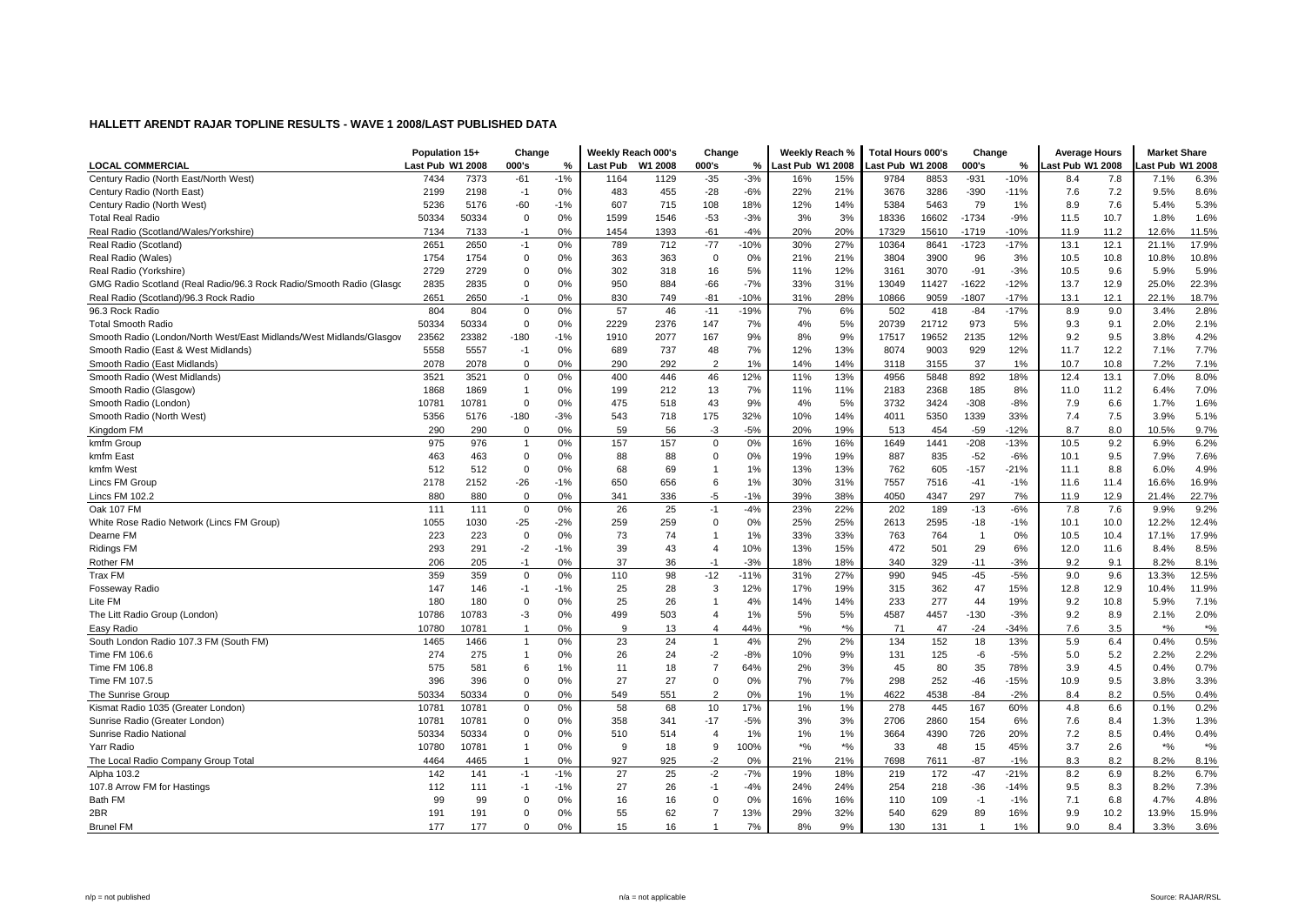## HALLETT ARENDT RAJAR TOPLINE RESULTS - WAVE 1 2008/LAST PUBLISHED DATA

| LOCAL COMMERCIAL | Population 15+ | | Change | | Weekly Reach 000's | | Change | | Weekly Reach % | | Total Hours 000's | | Change | | Average Hours | | Market Share | |
|---|---|---|---|---|---|---|---|---|---|---|---|---|---|---|---|---|---|---|
| | Last Pub | W1 2008 | 000's | % | Last Pub | W1 2008 | 000's | % | Last Pub | W1 2008 | Last Pub | W1 2008 | 000's | % | Last Pub | W1 2008 | Last Pub | W1 2008 |
| Century Radio (North East/North West) | 7434 | 7373 | -61 | -1% | 1164 | 1129 | -35 | -3% | 16% | 15% | 9784 | 8853 | -931 | -10% | 8.4 | 7.8 | 7.1% | 6.3% |
| Century Radio (North East) | 2199 | 2198 | -1 | 0% | 483 | 455 | -28 | -6% | 22% | 21% | 3676 | 3286 | -390 | -11% | 7.6 | 7.2 | 9.5% | 8.6% |
| Century Radio (North West) | 5236 | 5176 | -60 | -1% | 607 | 715 | 108 | 18% | 12% | 14% | 5384 | 5463 | 79 | 1% | 8.9 | 7.6 | 5.4% | 5.3% |
| Total Real Radio | 50334 | 50334 | 0 | 0% | 1599 | 1546 | -53 | -3% | 3% | 3% | 18336 | 16602 | -1734 | -9% | 11.5 | 10.7 | 1.8% | 1.6% |
| Real Radio (Scotland/Wales/Yorkshire) | 7134 | 7133 | -1 | 0% | 1454 | 1393 | -61 | -4% | 20% | 20% | 17329 | 15610 | -1719 | -10% | 11.9 | 11.2 | 12.6% | 11.5% |
| Real Radio (Scotland) | 2651 | 2650 | -1 | 0% | 789 | 712 | -77 | -10% | 30% | 27% | 10364 | 8641 | -1723 | -17% | 13.1 | 12.1 | 21.1% | 17.9% |
| Real Radio (Wales) | 1754 | 1754 | 0 | 0% | 363 | 363 | 0 | 0% | 21% | 21% | 3804 | 3900 | 96 | 3% | 10.5 | 10.8 | 10.8% | 10.8% |
| Real Radio (Yorkshire) | 2729 | 2729 | 0 | 0% | 302 | 318 | 16 | 5% | 11% | 12% | 3161 | 3070 | -91 | -3% | 10.5 | 9.6 | 5.9% | 5.9% |
| GMG Radio Scotland (Real Radio/96.3 Rock Radio/Smooth Radio (Glasgo | 2835 | 2835 | 0 | 0% | 950 | 884 | -66 | -7% | 33% | 31% | 13049 | 11427 | -1622 | -12% | 13.7 | 12.9 | 25.0% | 22.3% |
| Real Radio (Scotland)/96.3 Rock Radio | 2651 | 2650 | -1 | 0% | 830 | 749 | -81 | -10% | 31% | 28% | 10866 | 9059 | -1807 | -17% | 13.1 | 12.1 | 22.1% | 18.7% |
| 96.3 Rock Radio | 804 | 804 | 0 | 0% | 57 | 46 | -11 | -19% | 7% | 6% | 502 | 418 | -84 | -17% | 8.9 | 9.0 | 3.4% | 2.8% |
| Total Smooth Radio | 50334 | 50334 | 0 | 0% | 2229 | 2376 | 147 | 7% | 4% | 5% | 20739 | 21712 | 973 | 5% | 9.3 | 9.1 | 2.0% | 2.1% |
| Smooth Radio (London/North West/East Midlands/West Midlands/Glasgov | 23562 | 23382 | -180 | -1% | 1910 | 2077 | 167 | 9% | 8% | 9% | 17517 | 19652 | 2135 | 12% | 9.2 | 9.5 | 3.8% | 4.2% |
| Smooth Radio (East & West Midlands) | 5558 | 5557 | -1 | 0% | 689 | 737 | 48 | 7% | 12% | 13% | 8074 | 9003 | 929 | 12% | 11.7 | 12.2 | 7.1% | 7.7% |
| Smooth Radio (East Midlands) | 2078 | 2078 | 0 | 0% | 290 | 292 | 2 | 1% | 14% | 14% | 3118 | 3155 | 37 | 1% | 10.7 | 10.8 | 7.2% | 7.1% |
| Smooth Radio (West Midlands) | 3521 | 3521 | 0 | 0% | 400 | 446 | 46 | 12% | 11% | 13% | 4956 | 5848 | 892 | 18% | 12.4 | 13.1 | 7.0% | 8.0% |
| Smooth Radio (Glasgow) | 1868 | 1869 | 1 | 0% | 199 | 212 | 13 | 7% | 11% | 11% | 2183 | 2368 | 185 | 8% | 11.0 | 11.2 | 6.4% | 7.0% |
| Smooth Radio (London) | 10781 | 10781 | 0 | 0% | 475 | 518 | 43 | 9% | 4% | 5% | 3732 | 3424 | -308 | -8% | 7.9 | 6.6 | 1.7% | 1.6% |
| Smooth Radio (North West) | 5356 | 5176 | -180 | -3% | 543 | 718 | 175 | 32% | 10% | 14% | 4011 | 5350 | 1339 | 33% | 7.4 | 7.5 | 3.9% | 5.1% |
| Kingdom FM | 290 | 290 | 0 | 0% | 59 | 56 | -3 | -5% | 20% | 19% | 513 | 454 | -59 | -12% | 8.7 | 8.0 | 10.5% | 9.7% |
| kmfm Group | 975 | 976 | 1 | 0% | 157 | 157 | 0 | 0% | 16% | 16% | 1649 | 1441 | -208 | -13% | 10.5 | 9.2 | 6.9% | 6.2% |
| kmfm East | 463 | 463 | 0 | 0% | 88 | 88 | 0 | 0% | 19% | 19% | 887 | 835 | -52 | -6% | 10.1 | 9.5 | 7.9% | 7.6% |
| kmfm West | 512 | 512 | 0 | 0% | 68 | 69 | 1 | 1% | 13% | 13% | 762 | 605 | -157 | -21% | 11.1 | 8.8 | 6.0% | 4.9% |
| Lincs FM Group | 2178 | 2152 | -26 | -1% | 650 | 656 | 6 | 1% | 30% | 31% | 7557 | 7516 | -41 | -1% | 11.6 | 11.4 | 16.6% | 16.9% |
| Lincs FM 102.2 | 880 | 880 | 0 | 0% | 341 | 336 | -5 | -1% | 39% | 38% | 4050 | 4347 | 297 | 7% | 11.9 | 12.9 | 21.4% | 22.7% |
| Oak 107 FM | 111 | 111 | 0 | 0% | 26 | 25 | -1 | -4% | 23% | 22% | 202 | 189 | -13 | -6% | 7.8 | 7.6 | 9.9% | 9.2% |
| White Rose Radio Network (Lincs FM Group) | 1055 | 1030 | -25 | -2% | 259 | 259 | 0 | 0% | 25% | 25% | 2613 | 2595 | -18 | -1% | 10.1 | 10.0 | 12.2% | 12.4% |
| Dearne FM | 223 | 223 | 0 | 0% | 73 | 74 | 1 | 1% | 33% | 33% | 763 | 764 | 1 | 0% | 10.5 | 10.4 | 17.1% | 17.9% |
| Ridings FM | 293 | 291 | -2 | -1% | 39 | 43 | 4 | 10% | 13% | 15% | 472 | 501 | 29 | 6% | 12.0 | 11.6 | 8.4% | 8.5% |
| Rother FM | 206 | 205 | -1 | 0% | 37 | 36 | -1 | -3% | 18% | 18% | 340 | 329 | -11 | -3% | 9.2 | 9.1 | 8.2% | 8.1% |
| Trax FM | 359 | 359 | 0 | 0% | 110 | 98 | -12 | -11% | 31% | 27% | 990 | 945 | -45 | -5% | 9.0 | 9.6 | 13.3% | 12.5% |
| Fosseway Radio | 147 | 146 | -1 | -1% | 25 | 28 | 3 | 12% | 17% | 19% | 315 | 362 | 47 | 15% | 12.8 | 12.9 | 10.4% | 11.9% |
| Lite FM | 180 | 180 | 0 | 0% | 25 | 26 | 1 | 4% | 14% | 14% | 233 | 277 | 44 | 19% | 9.2 | 10.8 | 5.9% | 7.1% |
| The Litt Radio Group (London) | 10786 | 10783 | -3 | 0% | 499 | 503 | 4 | 1% | 5% | 5% | 4587 | 4457 | -130 | -3% | 9.2 | 8.9 | 2.1% | 2.0% |
| Easy Radio | 10780 | 10781 | 1 | 0% | 9 | 13 | 4 | 44% | *% | *% | 71 | 47 | -24 | -34% | 7.6 | 3.5 | *% | *% |
| South London Radio 107.3 FM (South FM) | 1465 | 1466 | 1 | 0% | 23 | 24 | 1 | 4% | 2% | 2% | 134 | 152 | 18 | 13% | 5.9 | 6.4 | 0.4% | 0.5% |
| Time FM 106.6 | 274 | 275 | 1 | 0% | 26 | 24 | -2 | -8% | 10% | 9% | 131 | 125 | -6 | -5% | 5.0 | 5.2 | 2.2% | 2.2% |
| Time FM 106.8 | 575 | 581 | 6 | 1% | 11 | 18 | 7 | 64% | 2% | 3% | 45 | 80 | 35 | 78% | 3.9 | 4.5 | 0.4% | 0.7% |
| Time FM 107.5 | 396 | 396 | 0 | 0% | 27 | 27 | 0 | 0% | 7% | 7% | 298 | 252 | -46 | -15% | 10.9 | 9.5 | 3.8% | 3.3% |
| The Sunrise Group | 50334 | 50334 | 0 | 0% | 549 | 551 | 2 | 0% | 1% | 1% | 4622 | 4538 | -84 | -2% | 8.4 | 8.2 | 0.5% | 0.4% |
| Kismat Radio 1035 (Greater London) | 10781 | 10781 | 0 | 0% | 58 | 68 | 10 | 17% | 1% | 1% | 278 | 445 | 167 | 60% | 4.8 | 6.6 | 0.1% | 0.2% |
| Sunrise Radio (Greater London) | 10781 | 10781 | 0 | 0% | 358 | 341 | -17 | -5% | 3% | 3% | 2706 | 2860 | 154 | 6% | 7.6 | 8.4 | 1.3% | 1.3% |
| Sunrise Radio National | 50334 | 50334 | 0 | 0% | 510 | 514 | 4 | 1% | 1% | 1% | 3664 | 4390 | 726 | 20% | 7.2 | 8.5 | 0.4% | 0.4% |
| Yarr Radio | 10780 | 10781 | 1 | 0% | 9 | 18 | 9 | 100% | *% | *% | 33 | 48 | 15 | 45% | 3.7 | 2.6 | *% | *% |
| The Local Radio Company Group Total | 4464 | 4465 | 1 | 0% | 927 | 925 | -2 | 0% | 21% | 21% | 7698 | 7611 | -87 | -1% | 8.3 | 8.2 | 8.2% | 8.1% |
| Alpha 103.2 | 142 | 141 | -1 | -1% | 27 | 25 | -2 | -7% | 19% | 18% | 219 | 172 | -47 | -21% | 8.2 | 6.9 | 8.2% | 6.7% |
| 107.8 Arrow FM for Hastings | 112 | 111 | -1 | -1% | 27 | 26 | -1 | -4% | 24% | 24% | 254 | 218 | -36 | -14% | 9.5 | 8.3 | 8.2% | 7.3% |
| Bath FM | 99 | 99 | 0 | 0% | 16 | 16 | 0 | 0% | 16% | 16% | 110 | 109 | -1 | -1% | 7.1 | 6.8 | 4.7% | 4.8% |
| 2BR | 191 | 191 | 0 | 0% | 55 | 62 | 7 | 13% | 29% | 32% | 540 | 629 | 89 | 16% | 9.9 | 10.2 | 13.9% | 15.9% |
| Brunel FM | 177 | 177 | 0 | 0% | 15 | 16 | 1 | 7% | 8% | 9% | 130 | 131 | 1 | 1% | 9.0 | 8.4 | 3.3% | 3.6% |

n/p = not published n/a = not applicable Source: RAJAR/RSL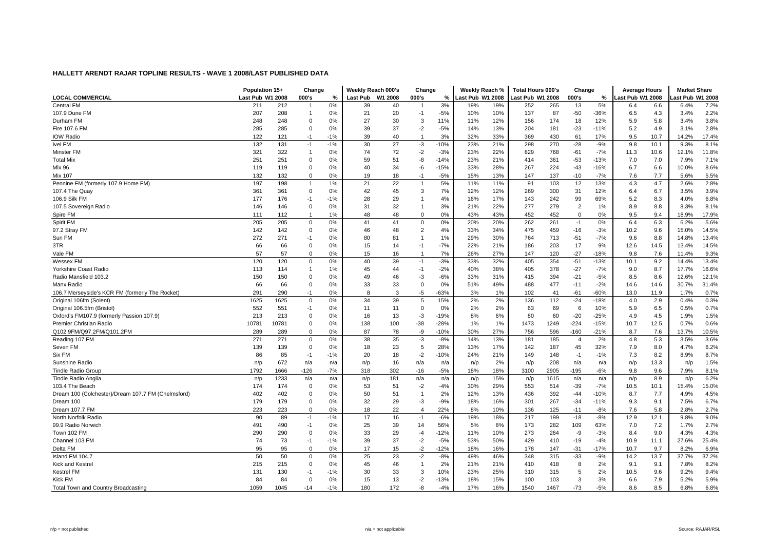## HALLETT ARENDT RAJAR TOPLINE RESULTS - WAVE 1 2008/LAST PUBLISHED DATA

| | Population 15+ | | Change | | Weekly Reach 000's | | Change | | Weekly Reach % | | Total Hours 000's | | Change | | Average Hours | | Market Share | |
|---|---|---|---|---|---|---|---|---|---|---|---|---|---|---|---|---|---|---|
| LOCAL COMMERCIAL | Last Pub | W1 2008 | 000's | % | Last Pub | W1 2008 | 000's | % | Last Pub | W1 2008 | Last Pub | W1 2008 | 000's | % | Last Pub | W1 2008 | Last Pub | W1 2008 |
| Central FM | 211 | 212 | 1 | 0% | 39 | 40 | 1 | 3% | 19% | 19% | 252 | 265 | 13 | 5% | 6.4 | 6.6 | 6.4% | 7.2% |
| 107.9 Dune FM | 207 | 208 | 1 | 0% | 21 | 20 | -1 | -5% | 10% | 10% | 137 | 87 | -50 | -36% | 6.5 | 4.3 | 3.4% | 2.2% |
| Durham FM | 248 | 248 | 0 | 0% | 27 | 30 | 3 | 11% | 11% | 12% | 156 | 174 | 18 | 12% | 5.9 | 5.8 | 3.4% | 3.8% |
| Fire 107.6 FM | 285 | 285 | 0 | 0% | 39 | 37 | -2 | -5% | 14% | 13% | 204 | 181 | -23 | -11% | 5.2 | 4.9 | 3.1% | 2.8% |
| IOW Radio | 122 | 121 | -1 | -1% | 39 | 40 | 1 | 3% | 32% | 33% | 369 | 430 | 61 | 17% | 9.5 | 10.7 | 14.2% | 17.4% |
| Ivel FM | 132 | 131 | -1 | -1% | 30 | 27 | -3 | -10% | 23% | 21% | 298 | 270 | -28 | -9% | 9.8 | 10.1 | 9.3% | 8.1% |
| Minster FM | 321 | 322 | 1 | 0% | 74 | 72 | -2 | -3% | 23% | 22% | 829 | 768 | -61 | -7% | 11.3 | 10.6 | 12.1% | 11.8% |
| Total Mix | 251 | 251 | 0 | 0% | 59 | 51 | -8 | -14% | 23% | 21% | 414 | 361 | -53 | -13% | 7.0 | 7.0 | 7.9% | 7.1% |
| Mix 96 | 119 | 119 | 0 | 0% | 40 | 34 | -6 | -15% | 33% | 28% | 267 | 224 | -43 | -16% | 6.7 | 6.6 | 10.0% | 8.6% |
| Mix 107 | 132 | 132 | 0 | 0% | 19 | 18 | -1 | -5% | 15% | 13% | 147 | 137 | -10 | -7% | 7.6 | 7.7 | 5.6% | 5.5% |
| Pennine FM (formerly 107.9 Home FM) | 197 | 198 | 1 | 1% | 21 | 22 | 1 | 5% | 11% | 11% | 91 | 103 | 12 | 13% | 4.3 | 4.7 | 2.6% | 2.8% |
| 107.4 The Quay | 361 | 361 | 0 | 0% | 42 | 45 | 3 | 7% | 12% | 12% | 269 | 300 | 31 | 12% | 6.4 | 6.7 | 3.5% | 3.9% |
| 106.9 Silk FM | 177 | 176 | -1 | -1% | 28 | 29 | 1 | 4% | 16% | 17% | 143 | 242 | 99 | 69% | 5.2 | 8.3 | 4.0% | 6.8% |
| 107.5 Sovereign Radio | 146 | 146 | 0 | 0% | 31 | 32 | 1 | 3% | 21% | 22% | 277 | 279 | 2 | 1% | 8.9 | 8.8 | 8.3% | 8.1% |
| Spire FM | 111 | 112 | 1 | 1% | 48 | 48 | 0 | 0% | 43% | 43% | 452 | 452 | 0 | 0% | 9.5 | 9.4 | 18.9% | 17.9% |
| Spirit FM | 205 | 205 | 0 | 0% | 41 | 41 | 0 | 0% | 20% | 20% | 262 | 261 | -1 | 0% | 6.4 | 6.3 | 6.2% | 5.6% |
| 97.2 Stray FM | 142 | 142 | 0 | 0% | 46 | 48 | 2 | 4% | 33% | 34% | 475 | 459 | -16 | -3% | 10.2 | 9.6 | 15.0% | 14.5% |
| Sun FM | 272 | 271 | -1 | 0% | 80 | 81 | 1 | 1% | 29% | 30% | 764 | 713 | -51 | -7% | 9.6 | 8.8 | 14.8% | 13.4% |
| 3TR | 66 | 66 | 0 | 0% | 15 | 14 | -1 | -7% | 22% | 21% | 186 | 203 | 17 | 9% | 12.6 | 14.5 | 13.4% | 14.5% |
| Vale FM | 57 | 57 | 0 | 0% | 15 | 16 | 1 | 7% | 26% | 27% | 147 | 120 | -27 | -18% | 9.8 | 7.6 | 11.4% | 9.3% |
| Wessex FM | 120 | 120 | 0 | 0% | 40 | 39 | -1 | -3% | 33% | 32% | 405 | 354 | -51 | -13% | 10.1 | 9.2 | 14.4% | 13.4% |
| Yorkshire Coast Radio | 113 | 114 | 1 | 1% | 45 | 44 | -1 | -2% | 40% | 38% | 405 | 378 | -27 | -7% | 9.0 | 8.7 | 17.7% | 16.6% |
| Radio Mansfield 103.2 | 150 | 150 | 0 | 0% | 49 | 46 | -3 | -6% | 33% | 31% | 415 | 394 | -21 | -5% | 8.5 | 8.6 | 12.6% | 12.1% |
| Manx Radio | 66 | 66 | 0 | 0% | 33 | 33 | 0 | 0% | 51% | 49% | 488 | 477 | -11 | -2% | 14.6 | 14.6 | 30.7% | 31.4% |
| 106.7 Merseyside's KCR FM (formerly The Rocket) | 291 | 290 | -1 | 0% | 8 | 3 | -5 | -63% | 3% | 1% | 102 | 41 | -61 | -60% | 13.0 | 11.9 | 1.7% | 0.7% |
| Original 106fm (Solent) | 1625 | 1625 | 0 | 0% | 34 | 39 | 5 | 15% | 2% | 2% | 136 | 112 | -24 | -18% | 4.0 | 2.9 | 0.4% | 0.3% |
| Original 106.5fm (Bristol) | 552 | 551 | -1 | 0% | 11 | 11 | 0 | 0% | 2% | 2% | 63 | 69 | 6 | 10% | 5.9 | 6.5 | 0.5% | 0.7% |
| Oxford's FM107.9 (formerly Passion 107.9) | 213 | 213 | 0 | 0% | 16 | 13 | -3 | -19% | 8% | 6% | 80 | 60 | -20 | -25% | 4.9 | 4.5 | 1.9% | 1.5% |
| Premier Christian Radio | 10781 | 10781 | 0 | 0% | 138 | 100 | -38 | -28% | 1% | 1% | 1473 | 1249 | -224 | -15% | 10.7 | 12.5 | 0.7% | 0.6% |
| Q102.9FM/Q97.2FM/Q101.2FM | 289 | 289 | 0 | 0% | 87 | 78 | -9 | -10% | 30% | 27% | 756 | 596 | -160 | -21% | 8.7 | 7.6 | 13.7% | 10.5% |
| Reading 107 FM | 271 | 271 | 0 | 0% | 38 | 35 | -3 | -8% | 14% | 13% | 181 | 185 | 4 | 2% | 4.8 | 5.3 | 3.5% | 3.6% |
| Seven FM | 139 | 139 | 0 | 0% | 18 | 23 | 5 | 28% | 13% | 17% | 142 | 187 | 45 | 32% | 7.9 | 8.0 | 4.7% | 6.2% |
| Six FM | 86 | 85 | -1 | -1% | 20 | 18 | -2 | -10% | 24% | 21% | 149 | 148 | -1 | -1% | 7.3 | 8.2 | 8.9% | 8.7% |
| Sunshine Radio | n/p | 672 | n/a | n/a | n/p | 16 | n/a | n/a | n/p | 2% | n/p | 208 | n/a | n/a | n/p | 13.3 | n/p | 1.5% |
| Tindle Radio Group | 1792 | 1666 | -126 | -7% | 318 | 302 | -16 | -5% | 18% | 18% | 3100 | 2905 | -195 | -6% | 9.8 | 9.6 | 7.9% | 8.1% |
| Tindle Radio Anglia | n/p | 1233 | n/a | n/a | n/p | 181 | n/a | n/a | n/p | 15% | n/p | 1615 | n/a | n/a | n/p | 8.9 | n/p | 6.2% |
| 103.4 The Beach | 174 | 174 | 0 | 0% | 53 | 51 | -2 | -4% | 30% | 29% | 553 | 514 | -39 | -7% | 10.5 | 10.1 | 15.4% | 15.0% |
| Dream 100 (Colchester)/Dream 107.7 FM (Chelmsford) | 402 | 402 | 0 | 0% | 50 | 51 | 1 | 2% | 12% | 13% | 436 | 392 | -44 | -10% | 8.7 | 7.7 | 4.9% | 4.5% |
| Dream 100 | 179 | 179 | 0 | 0% | 32 | 29 | -3 | -9% | 18% | 16% | 301 | 267 | -34 | -11% | 9.3 | 9.1 | 7.5% | 6.7% |
| Dream 107.7 FM | 223 | 223 | 0 | 0% | 18 | 22 | 4 | 22% | 8% | 10% | 136 | 125 | -11 | -8% | 7.6 | 5.8 | 2.8% | 2.7% |
| North Norfolk Radio | 90 | 89 | -1 | -1% | 17 | 16 | -1 | -6% | 19% | 18% | 217 | 199 | -18 | -8% | 12.9 | 12.1 | 9.8% | 9.0% |
| 99.9 Radio Norwich | 491 | 490 | -1 | 0% | 25 | 39 | 14 | 56% | 5% | 8% | 173 | 282 | 109 | 63% | 7.0 | 7.2 | 1.7% | 2.7% |
| Town 102 FM | 290 | 290 | 0 | 0% | 33 | 29 | -4 | -12% | 11% | 10% | 273 | 264 | -9 | -3% | 8.4 | 9.0 | 4.3% | 4.3% |
| Channel 103 FM | 74 | 73 | -1 | -1% | 39 | 37 | -2 | -5% | 53% | 50% | 429 | 410 | -19 | -4% | 10.9 | 11.1 | 27.6% | 25.4% |
| Delta FM | 95 | 95 | 0 | 0% | 17 | 15 | -2 | -12% | 18% | 16% | 178 | 147 | -31 | -17% | 10.7 | 9.7 | 8.2% | 6.9% |
| Island FM 104.7 | 50 | 50 | 0 | 0% | 25 | 23 | -2 | -8% | 49% | 46% | 348 | 315 | -33 | -9% | 14.2 | 13.7 | 37.7% | 37.2% |
| Kick and Kestrel | 215 | 215 | 0 | 0% | 45 | 46 | 1 | 2% | 21% | 21% | 410 | 418 | 8 | 2% | 9.1 | 9.1 | 7.8% | 8.2% |
| Kestrel FM | 131 | 130 | -1 | -1% | 30 | 33 | 3 | 10% | 23% | 25% | 310 | 315 | 5 | 2% | 10.5 | 9.6 | 9.2% | 9.4% |
| Kick FM | 84 | 84 | 0 | 0% | 15 | 13 | -2 | -13% | 18% | 15% | 100 | 103 | 3 | 3% | 6.6 | 7.9 | 5.2% | 5.9% |
| Total Town and Country Broadcasting | 1059 | 1045 | -14 | -1% | 180 | 172 | -8 | -4% | 17% | 16% | 1540 | 1467 | -73 | -5% | 8.6 | 8.5 | 6.8% | 6.8% |

n/p = not published n/a = not applicable Source: RAJAR/RSL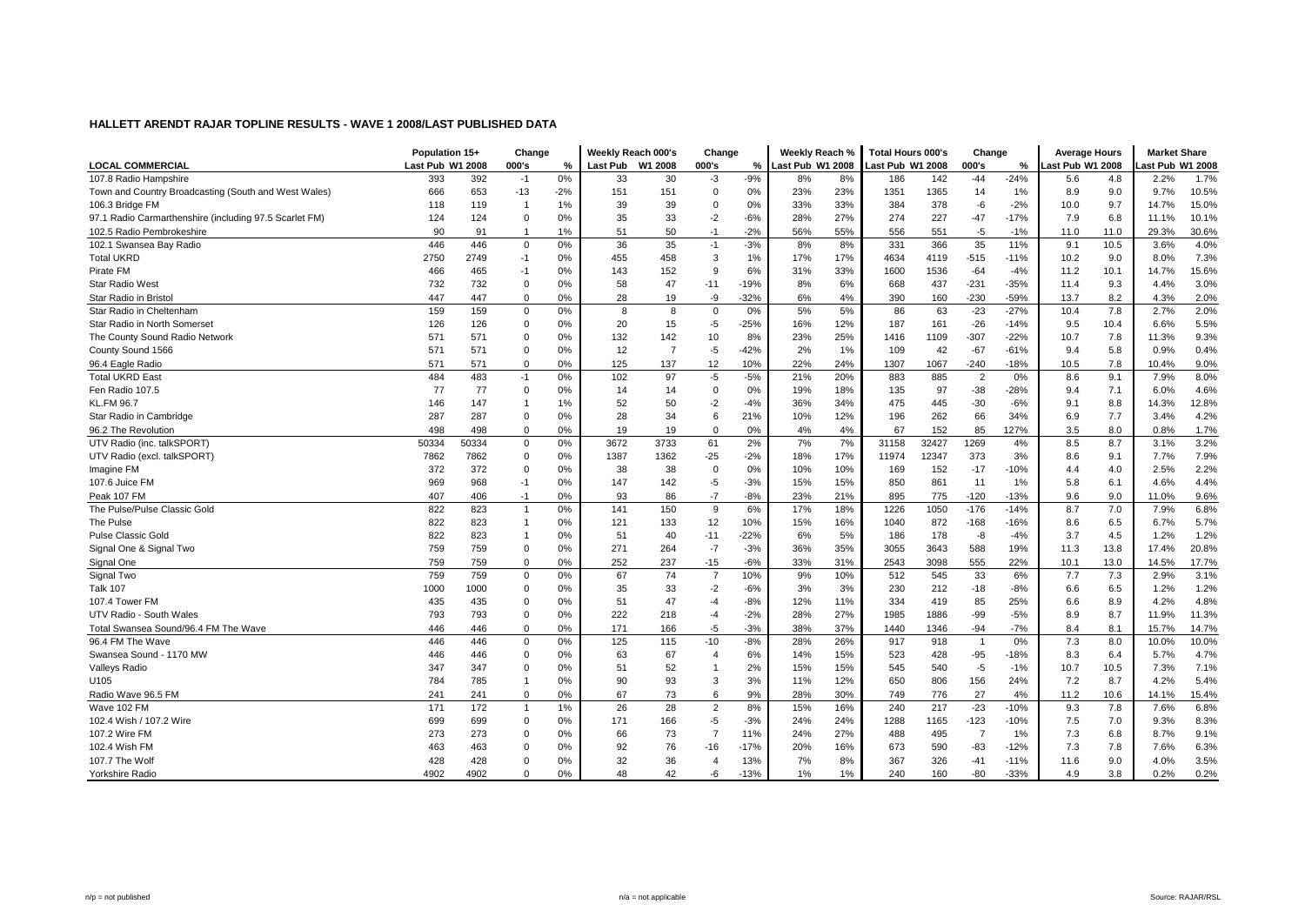## HALLETT ARENDT RAJAR TOPLINE RESULTS - WAVE 1 2008/LAST PUBLISHED DATA

| LOCAL COMMERCIAL | Population 15+ | | Change | | Weekly Reach 000's | | Change | | Weekly Reach % | | Total Hours 000's | | Change | | Average Hours | | Market Share | |
|---|---|---|---|---|---|---|---|---|---|---|---|---|---|---|---|---|---|---|
| | Last Pub | W1 2008 | 000's | % | Last Pub | W1 2008 | 000's | % | Last Pub | W1 2008 | Last Pub | W1 2008 | 000's | % | Last Pub | W1 2008 | Last Pub | W1 2008 |
| 107.8 Radio Hampshire | 393 | 392 | -1 | 0% | 33 | 30 | -3 | -9% | 8% | 8% | 186 | 142 | -44 | -24% | 5.6 | 4.8 | 2.2% | 1.7% |
| Town and Country Broadcasting (South and West Wales) | 666 | 653 | -13 | -2% | 151 | 151 | 0 | 0% | 23% | 23% | 1351 | 1365 | 14 | 1% | 8.9 | 9.0 | 9.7% | 10.5% |
| 106.3 Bridge FM | 118 | 119 | 1 | 1% | 39 | 39 | 0 | 0% | 33% | 33% | 384 | 378 | -6 | -2% | 10.0 | 9.7 | 14.7% | 15.0% |
| 97.1 Radio Carmarthenshire (including 97.5 Scarlet FM) | 124 | 124 | 0 | 0% | 35 | 33 | -2 | -6% | 28% | 27% | 274 | 227 | -47 | -17% | 7.9 | 6.8 | 11.1% | 10.1% |
| 102.5 Radio Pembrokeshire | 90 | 91 | 1 | 1% | 51 | 50 | -1 | -2% | 56% | 55% | 556 | 551 | -5 | -1% | 11.0 | 11.0 | 29.3% | 30.6% |
| 102.1 Swansea Bay Radio | 446 | 446 | 0 | 0% | 36 | 35 | -1 | -3% | 8% | 8% | 331 | 366 | 35 | 11% | 9.1 | 10.5 | 3.6% | 4.0% |
| Total UKRD | 2750 | 2749 | -1 | 0% | 455 | 458 | 3 | 1% | 17% | 17% | 4634 | 4119 | -515 | -11% | 10.2 | 9.0 | 8.0% | 7.3% |
| Pirate FM | 466 | 465 | -1 | 0% | 143 | 152 | 9 | 6% | 31% | 33% | 1600 | 1536 | -64 | -4% | 11.2 | 10.1 | 14.7% | 15.6% |
| Star Radio West | 732 | 732 | 0 | 0% | 58 | 47 | -11 | -19% | 8% | 6% | 668 | 437 | -231 | -35% | 11.4 | 9.3 | 4.4% | 3.0% |
| Star Radio in Bristol | 447 | 447 | 0 | 0% | 28 | 19 | -9 | -32% | 6% | 4% | 390 | 160 | -230 | -59% | 13.7 | 8.2 | 4.3% | 2.0% |
| Star Radio in Cheltenham | 159 | 159 | 0 | 0% | 8 | 8 | 0 | 0% | 5% | 5% | 86 | 63 | -23 | -27% | 10.4 | 7.8 | 2.7% | 2.0% |
| Star Radio in North Somerset | 126 | 126 | 0 | 0% | 20 | 15 | -5 | -25% | 16% | 12% | 187 | 161 | -26 | -14% | 9.5 | 10.4 | 6.6% | 5.5% |
| The County Sound Radio Network | 571 | 571 | 0 | 0% | 132 | 142 | 10 | 8% | 23% | 25% | 1416 | 1109 | -307 | -22% | 10.7 | 7.8 | 11.3% | 9.3% |
| County Sound 1566 | 571 | 571 | 0 | 0% | 12 | 7 | -5 | -42% | 2% | 1% | 109 | 42 | -67 | -61% | 9.4 | 5.8 | 0.9% | 0.4% |
| 96.4 Eagle Radio | 571 | 571 | 0 | 0% | 125 | 137 | 12 | 10% | 22% | 24% | 1307 | 1067 | -240 | -18% | 10.5 | 7.8 | 10.4% | 9.0% |
| Total UKRD East | 484 | 483 | -1 | 0% | 102 | 97 | -5 | -5% | 21% | 20% | 883 | 885 | 2 | 0% | 8.6 | 9.1 | 7.9% | 8.0% |
| Fen Radio 107.5 | 77 | 77 | 0 | 0% | 14 | 14 | 0 | 0% | 19% | 18% | 135 | 97 | -38 | -28% | 9.4 | 7.1 | 6.0% | 4.6% |
| KL.FM 96.7 | 146 | 147 | 1 | 1% | 52 | 50 | -2 | -4% | 36% | 34% | 475 | 445 | -30 | -6% | 9.1 | 8.8 | 14.3% | 12.8% |
| Star Radio in Cambridge | 287 | 287 | 0 | 0% | 28 | 34 | 6 | 21% | 10% | 12% | 196 | 262 | 66 | 34% | 6.9 | 7.7 | 3.4% | 4.2% |
| 96.2 The Revolution | 498 | 498 | 0 | 0% | 19 | 19 | 0 | 0% | 4% | 4% | 67 | 152 | 85 | 127% | 3.5 | 8.0 | 0.8% | 1.7% |
| UTV Radio (inc. talkSPORT) | 50334 | 50334 | 0 | 0% | 3672 | 3733 | 61 | 2% | 7% | 7% | 31158 | 32427 | 1269 | 4% | 8.5 | 8.7 | 3.1% | 3.2% |
| UTV Radio (excl. talkSPORT) | 7862 | 7862 | 0 | 0% | 1387 | 1362 | -25 | -2% | 18% | 17% | 11974 | 12347 | 373 | 3% | 8.6 | 9.1 | 7.7% | 7.9% |
| Imagine FM | 372 | 372 | 0 | 0% | 38 | 38 | 0 | 0% | 10% | 10% | 169 | 152 | -17 | -10% | 4.4 | 4.0 | 2.5% | 2.2% |
| 107.6 Juice FM | 969 | 968 | -1 | 0% | 147 | 142 | -5 | -3% | 15% | 15% | 850 | 861 | 11 | 1% | 5.8 | 6.1 | 4.6% | 4.4% |
| Peak 107 FM | 407 | 406 | -1 | 0% | 93 | 86 | -7 | -8% | 23% | 21% | 895 | 775 | -120 | -13% | 9.6 | 9.0 | 11.0% | 9.6% |
| The Pulse/Pulse Classic Gold | 822 | 823 | 1 | 0% | 141 | 150 | 9 | 6% | 17% | 18% | 1226 | 1050 | -176 | -14% | 8.7 | 7.0 | 7.9% | 6.8% |
| The Pulse | 822 | 823 | 1 | 0% | 121 | 133 | 12 | 10% | 15% | 16% | 1040 | 872 | -168 | -16% | 8.6 | 6.5 | 6.7% | 5.7% |
| Pulse Classic Gold | 822 | 823 | 1 | 0% | 51 | 40 | -11 | -22% | 6% | 5% | 186 | 178 | -8 | -4% | 3.7 | 4.5 | 1.2% | 1.2% |
| Signal One & Signal Two | 759 | 759 | 0 | 0% | 271 | 264 | -7 | -3% | 36% | 35% | 3055 | 3643 | 588 | 19% | 11.3 | 13.8 | 17.4% | 20.8% |
| Signal One | 759 | 759 | 0 | 0% | 252 | 237 | -15 | -6% | 33% | 31% | 2543 | 3098 | 555 | 22% | 10.1 | 13.0 | 14.5% | 17.7% |
| Signal Two | 759 | 759 | 0 | 0% | 67 | 74 | 7 | 10% | 9% | 10% | 512 | 545 | 33 | 6% | 7.7 | 7.3 | 2.9% | 3.1% |
| Talk 107 | 1000 | 1000 | 0 | 0% | 35 | 33 | -2 | -6% | 3% | 3% | 230 | 212 | -18 | -8% | 6.6 | 6.5 | 1.2% | 1.2% |
| 107.4 Tower FM | 435 | 435 | 0 | 0% | 51 | 47 | -4 | -8% | 12% | 11% | 334 | 419 | 85 | 25% | 6.6 | 8.9 | 4.2% | 4.8% |
| UTV Radio - South Wales | 793 | 793 | 0 | 0% | 222 | 218 | -4 | -2% | 28% | 27% | 1985 | 1886 | -99 | -5% | 8.9 | 8.7 | 11.9% | 11.3% |
| Total Swansea Sound/96.4 FM The Wave | 446 | 446 | 0 | 0% | 171 | 166 | -5 | -3% | 38% | 37% | 1440 | 1346 | -94 | -7% | 8.4 | 8.1 | 15.7% | 14.7% |
| 96.4 FM The Wave | 446 | 446 | 0 | 0% | 125 | 115 | -10 | -8% | 28% | 26% | 917 | 918 | 1 | 0% | 7.3 | 8.0 | 10.0% | 10.0% |
| Swansea Sound - 1170 MW | 446 | 446 | 0 | 0% | 63 | 67 | 4 | 6% | 14% | 15% | 523 | 428 | -95 | -18% | 8.3 | 6.4 | 5.7% | 4.7% |
| Valleys Radio | 347 | 347 | 0 | 0% | 51 | 52 | 1 | 2% | 15% | 15% | 545 | 540 | -5 | -1% | 10.7 | 10.5 | 7.3% | 7.1% |
| U105 | 784 | 785 | 1 | 0% | 90 | 93 | 3 | 3% | 11% | 12% | 650 | 806 | 156 | 24% | 7.2 | 8.7 | 4.2% | 5.4% |
| Radio Wave 96.5 FM | 241 | 241 | 0 | 0% | 67 | 73 | 6 | 9% | 28% | 30% | 749 | 776 | 27 | 4% | 11.2 | 10.6 | 14.1% | 15.4% |
| Wave 102 FM | 171 | 172 | 1 | 1% | 26 | 28 | 2 | 8% | 15% | 16% | 240 | 217 | -23 | -10% | 9.3 | 7.8 | 7.6% | 6.8% |
| 102.4 Wish / 107.2 Wire | 699 | 699 | 0 | 0% | 171 | 166 | -5 | -3% | 24% | 24% | 1288 | 1165 | -123 | -10% | 7.5 | 7.0 | 9.3% | 8.3% |
| 107.2 Wire FM | 273 | 273 | 0 | 0% | 66 | 73 | 7 | 11% | 24% | 27% | 488 | 495 | 7 | 1% | 7.3 | 6.8 | 8.7% | 9.1% |
| 102.4 Wish FM | 463 | 463 | 0 | 0% | 92 | 76 | -16 | -17% | 20% | 16% | 673 | 590 | -83 | -12% | 7.3 | 7.8 | 7.6% | 6.3% |
| 107.7 The Wolf | 428 | 428 | 0 | 0% | 32 | 36 | 4 | 13% | 7% | 8% | 367 | 326 | -41 | -11% | 11.6 | 9.0 | 4.0% | 3.5% |
| Yorkshire Radio | 4902 | 4902 | 0 | 0% | 48 | 42 | -6 | -13% | 1% | 1% | 240 | 160 | -80 | -33% | 4.9 | 3.8 | 0.2% | 0.2% |

n/p = not published | n/a = not applicable | Source: RAJAR/RSL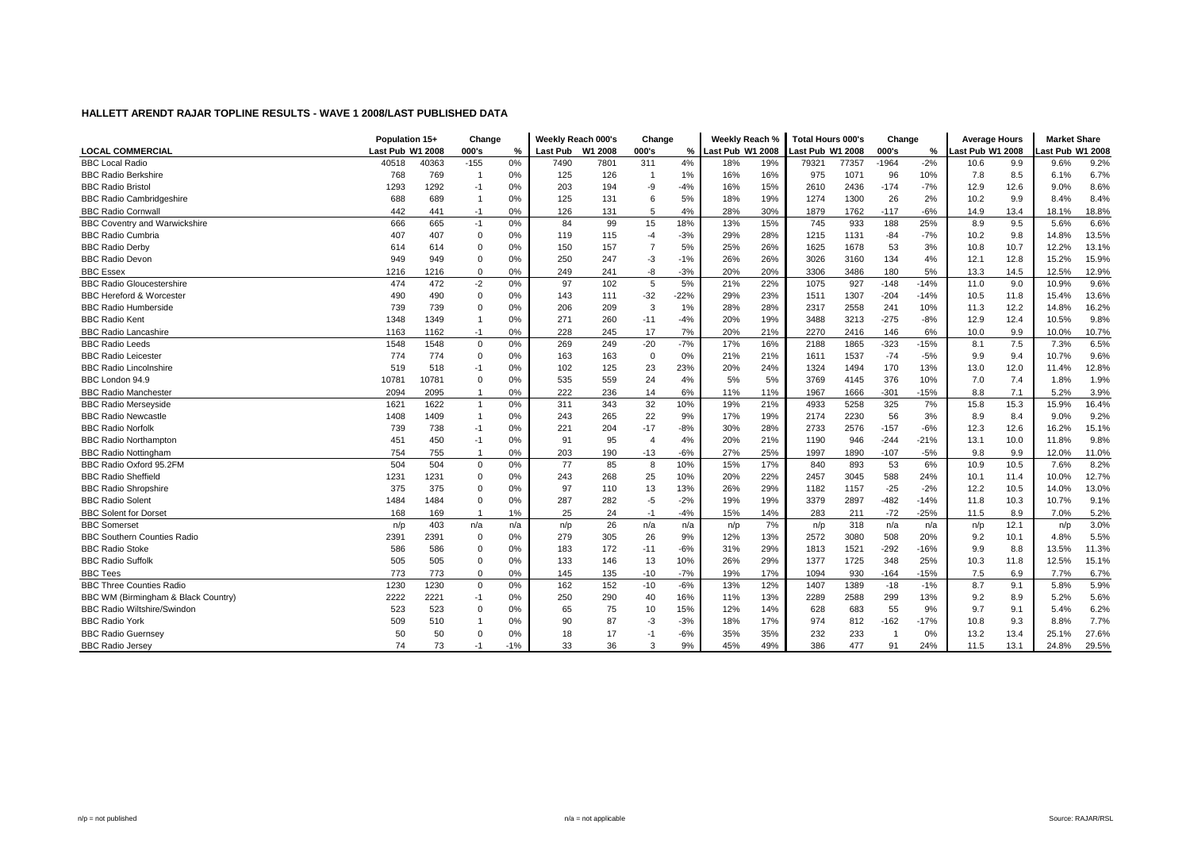## HALLETT ARENDT RAJAR TOPLINE RESULTS - WAVE 1 2008/LAST PUBLISHED DATA

| | Population 15+ | | Change | | Weekly Reach 000's | | Change | | Weekly Reach % | | Total Hours 000's | | Change | | Average Hours | | Market Share | |
|---|---|---|---|---|---|---|---|---|---|---|---|---|---|---|---|---|---|---|
| LOCAL COMMERCIAL | Last Pub | W1 2008 | 000's | % | Last Pub | W1 2008 | 000's | % | Last Pub | W1 2008 | Last Pub | W1 2008 | 000's | % | Last Pub | W1 2008 | Last Pub | W1 2008 |
| BBC Local Radio | 40518 | 40363 | -155 | 0% | 7490 | 7801 | 311 | 4% | 18% | 19% | 79321 | 77357 | -1964 | -2% | 10.6 | 9.9 | 9.6% | 9.2% |
| BBC Radio Berkshire | 768 | 769 | 1 | 0% | 125 | 126 | 1 | 1% | 16% | 16% | 975 | 1071 | 96 | 10% | 7.8 | 8.5 | 6.1% | 6.7% |
| BBC Radio Bristol | 1293 | 1292 | -1 | 0% | 203 | 194 | -9 | -4% | 16% | 15% | 2610 | 2436 | -174 | -7% | 12.9 | 12.6 | 9.0% | 8.6% |
| BBC Radio Cambridgeshire | 688 | 689 | 1 | 0% | 125 | 131 | 6 | 5% | 18% | 19% | 1274 | 1300 | 26 | 2% | 10.2 | 9.9 | 8.4% | 8.4% |
| BBC Radio Cornwall | 442 | 441 | -1 | 0% | 126 | 131 | 5 | 4% | 28% | 30% | 1879 | 1762 | -117 | -6% | 14.9 | 13.4 | 18.1% | 18.8% |
| BBC Coventry and Warwickshire | 666 | 665 | -1 | 0% | 84 | 99 | 15 | 18% | 13% | 15% | 745 | 933 | 188 | 25% | 8.9 | 9.5 | 5.6% | 6.6% |
| BBC Radio Cumbria | 407 | 407 | 0 | 0% | 119 | 115 | -4 | -3% | 29% | 28% | 1215 | 1131 | -84 | -7% | 10.2 | 9.8 | 14.8% | 13.5% |
| BBC Radio Derby | 614 | 614 | 0 | 0% | 150 | 157 | 7 | 5% | 25% | 26% | 1625 | 1678 | 53 | 3% | 10.8 | 10.7 | 12.2% | 13.1% |
| BBC Radio Devon | 949 | 949 | 0 | 0% | 250 | 247 | -3 | -1% | 26% | 26% | 3026 | 3160 | 134 | 4% | 12.1 | 12.8 | 15.2% | 15.9% |
| BBC Essex | 1216 | 1216 | 0 | 0% | 249 | 241 | -8 | -3% | 20% | 20% | 3306 | 3486 | 180 | 5% | 13.3 | 14.5 | 12.5% | 12.9% |
| BBC Radio Gloucestershire | 474 | 472 | -2 | 0% | 97 | 102 | 5 | 5% | 21% | 22% | 1075 | 927 | -148 | -14% | 11.0 | 9.0 | 10.9% | 9.6% |
| BBC Hereford & Worcester | 490 | 490 | 0 | 0% | 143 | 111 | -32 | -22% | 29% | 23% | 1511 | 1307 | -204 | -14% | 10.5 | 11.8 | 15.4% | 13.6% |
| BBC Radio Humberside | 739 | 739 | 0 | 0% | 206 | 209 | 3 | 1% | 28% | 28% | 2317 | 2558 | 241 | 10% | 11.3 | 12.2 | 14.8% | 16.2% |
| BBC Radio Kent | 1348 | 1349 | 1 | 0% | 271 | 260 | -11 | -4% | 20% | 19% | 3488 | 3213 | -275 | -8% | 12.9 | 12.4 | 10.5% | 9.8% |
| BBC Radio Lancashire | 1163 | 1162 | -1 | 0% | 228 | 245 | 17 | 7% | 20% | 21% | 2270 | 2416 | 146 | 6% | 10.0 | 9.9 | 10.0% | 10.7% |
| BBC Radio Leeds | 1548 | 1548 | 0 | 0% | 269 | 249 | -20 | -7% | 17% | 16% | 2188 | 1865 | -323 | -15% | 8.1 | 7.5 | 7.3% | 6.5% |
| BBC Radio Leicester | 774 | 774 | 0 | 0% | 163 | 163 | 0 | 0% | 21% | 21% | 1611 | 1537 | -74 | -5% | 9.9 | 9.4 | 10.7% | 9.6% |
| BBC Radio Lincolnshire | 519 | 518 | -1 | 0% | 102 | 125 | 23 | 23% | 20% | 24% | 1324 | 1494 | 170 | 13% | 13.0 | 12.0 | 11.4% | 12.8% |
| BBC London 94.9 | 10781 | 10781 | 0 | 0% | 535 | 559 | 24 | 4% | 5% | 5% | 3769 | 4145 | 376 | 10% | 7.0 | 7.4 | 1.8% | 1.9% |
| BBC Radio Manchester | 2094 | 2095 | 1 | 0% | 222 | 236 | 14 | 6% | 11% | 11% | 1967 | 1666 | -301 | -15% | 8.8 | 7.1 | 5.2% | 3.9% |
| BBC Radio Merseyside | 1621 | 1622 | 1 | 0% | 311 | 343 | 32 | 10% | 19% | 21% | 4933 | 5258 | 325 | 7% | 15.8 | 15.3 | 15.9% | 16.4% |
| BBC Radio Newcastle | 1408 | 1409 | 1 | 0% | 243 | 265 | 22 | 9% | 17% | 19% | 2174 | 2230 | 56 | 3% | 8.9 | 8.4 | 9.0% | 9.2% |
| BBC Radio Norfolk | 739 | 738 | -1 | 0% | 221 | 204 | -17 | -8% | 30% | 28% | 2733 | 2576 | -157 | -6% | 12.3 | 12.6 | 16.2% | 15.1% |
| BBC Radio Northampton | 451 | 450 | -1 | 0% | 91 | 95 | 4 | 4% | 20% | 21% | 1190 | 946 | -244 | -21% | 13.1 | 10.0 | 11.8% | 9.8% |
| BBC Radio Nottingham | 754 | 755 | 1 | 0% | 203 | 190 | -13 | -6% | 27% | 25% | 1997 | 1890 | -107 | -5% | 9.8 | 9.9 | 12.0% | 11.0% |
| BBC Radio Oxford 95.2FM | 504 | 504 | 0 | 0% | 77 | 85 | 8 | 10% | 15% | 17% | 840 | 893 | 53 | 6% | 10.9 | 10.5 | 7.6% | 8.2% |
| BBC Radio Sheffield | 1231 | 1231 | 0 | 0% | 243 | 268 | 25 | 10% | 20% | 22% | 2457 | 3045 | 588 | 24% | 10.1 | 11.4 | 10.0% | 12.7% |
| BBC Radio Shropshire | 375 | 375 | 0 | 0% | 97 | 110 | 13 | 13% | 26% | 29% | 1182 | 1157 | -25 | -2% | 12.2 | 10.5 | 14.0% | 13.0% |
| BBC Radio Solent | 1484 | 1484 | 0 | 0% | 287 | 282 | -5 | -2% | 19% | 19% | 3379 | 2897 | -482 | -14% | 11.8 | 10.3 | 10.7% | 9.1% |
| BBC Solent for Dorset | 168 | 169 | 1 | 1% | 25 | 24 | -1 | -4% | 15% | 14% | 283 | 211 | -72 | -25% | 11.5 | 8.9 | 7.0% | 5.2% |
| BBC Somerset | n/p | 403 | n/a | n/a | n/p | 26 | n/a | n/a | n/p | 7% | n/p | 318 | n/a | n/a | n/p | 12.1 | n/p | 3.0% |
| BBC Southern Counties Radio | 2391 | 2391 | 0 | 0% | 279 | 305 | 26 | 9% | 12% | 13% | 2572 | 3080 | 508 | 20% | 9.2 | 10.1 | 4.8% | 5.5% |
| BBC Radio Stoke | 586 | 586 | 0 | 0% | 183 | 172 | -11 | -6% | 31% | 29% | 1813 | 1521 | -292 | -16% | 9.9 | 8.8 | 13.5% | 11.3% |
| BBC Radio Suffolk | 505 | 505 | 0 | 0% | 133 | 146 | 13 | 10% | 26% | 29% | 1377 | 1725 | 348 | 25% | 10.3 | 11.8 | 12.5% | 15.1% |
| BBC Tees | 773 | 773 | 0 | 0% | 145 | 135 | -10 | -7% | 19% | 17% | 1094 | 930 | -164 | -15% | 7.5 | 6.9 | 7.7% | 6.7% |
| BBC Three Counties Radio | 1230 | 1230 | 0 | 0% | 162 | 152 | -10 | -6% | 13% | 12% | 1407 | 1389 | -18 | -1% | 8.7 | 9.1 | 5.8% | 5.9% |
| BBC WM (Birmingham & Black Country) | 2222 | 2221 | -1 | 0% | 250 | 290 | 40 | 16% | 11% | 13% | 2289 | 2588 | 299 | 13% | 9.2 | 8.9 | 5.2% | 5.6% |
| BBC Radio Wiltshire/Swindon | 523 | 523 | 0 | 0% | 65 | 75 | 10 | 15% | 12% | 14% | 628 | 683 | 55 | 9% | 9.7 | 9.1 | 5.4% | 6.2% |
| BBC Radio York | 509 | 510 | 1 | 0% | 90 | 87 | -3 | -3% | 18% | 17% | 974 | 812 | -162 | -17% | 10.8 | 9.3 | 8.8% | 7.7% |
| BBC Radio Guernsey | 50 | 50 | 0 | 0% | 18 | 17 | -1 | -6% | 35% | 35% | 232 | 233 | 1 | 0% | 13.2 | 13.4 | 25.1% | 27.6% |
| BBC Radio Jersey | 74 | 73 | -1 | -1% | 33 | 36 | 3 | 9% | 45% | 49% | 386 | 477 | 91 | 24% | 11.5 | 13.1 | 24.8% | 29.5% |

n/p = not published    n/a = not applicable    Source: RAJAR/RSL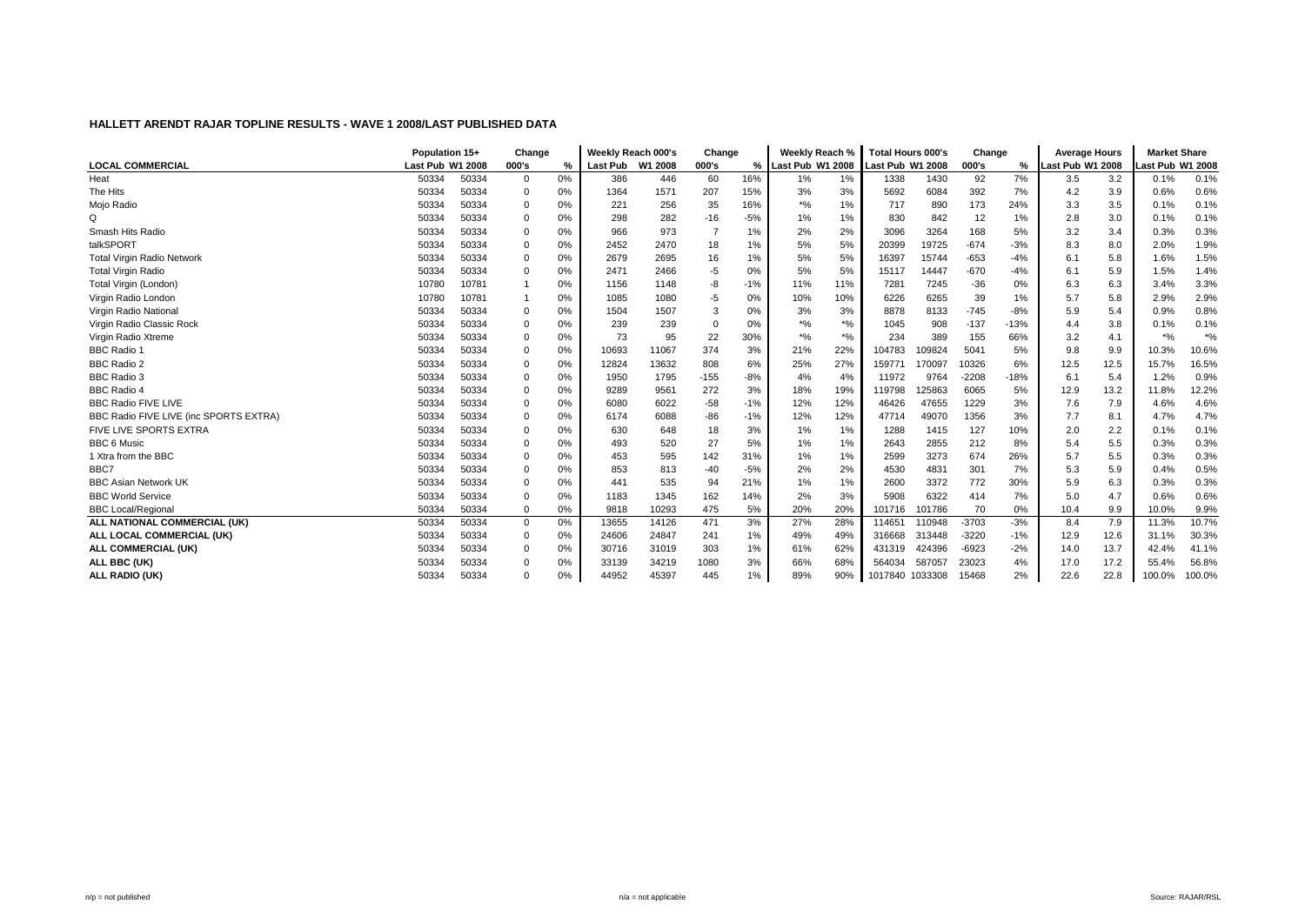## HALLETT ARENDT RAJAR TOPLINE RESULTS - WAVE 1 2008/LAST PUBLISHED DATA

| LOCAL COMMERCIAL | Population 15+ | | Change | | Weekly Reach 000's | | Change | | Weekly Reach % | | Total Hours 000's | | Change | | Average Hours | | Market Share | |
|---|---|---|---|---|---|---|---|---|---|---|---|---|---|---|---|---|---|---|
| | Last Pub | W1 2008 | 000's | % | Last Pub | W1 2008 | 000's | % | Last Pub | W1 2008 | Last Pub | W1 2008 | 000's | % | Last Pub | W1 2008 | Last Pub | W1 2008 |
| Heat | 50334 | 50334 | 0 | 0% | 386 | 446 | 60 | 16% | 1% | 1% | 1338 | 1430 | 92 | 7% | 3.5 | 3.2 | 0.1% | 0.1% |
| The Hits | 50334 | 50334 | 0 | 0% | 1364 | 1571 | 207 | 15% | 3% | 3% | 5692 | 6084 | 392 | 7% | 4.2 | 3.9 | 0.6% | 0.6% |
| Mojo Radio | 50334 | 50334 | 0 | 0% | 221 | 256 | 35 | 16% | *% | 1% | 717 | 890 | 173 | 24% | 3.3 | 3.5 | 0.1% | 0.1% |
| Q | 50334 | 50334 | 0 | 0% | 298 | 282 | -16 | -5% | 1% | 1% | 830 | 842 | 12 | 1% | 2.8 | 3.0 | 0.1% | 0.1% |
| Smash Hits Radio | 50334 | 50334 | 0 | 0% | 966 | 973 | 7 | 1% | 2% | 2% | 3096 | 3264 | 168 | 5% | 3.2 | 3.4 | 0.3% | 0.3% |
| talkSPORT | 50334 | 50334 | 0 | 0% | 2452 | 2470 | 18 | 1% | 5% | 5% | 20399 | 19725 | -674 | -3% | 8.3 | 8.0 | 2.0% | 1.9% |
| Total Virgin Radio Network | 50334 | 50334 | 0 | 0% | 2679 | 2695 | 16 | 1% | 5% | 5% | 16397 | 15744 | -653 | -4% | 6.1 | 5.8 | 1.6% | 1.5% |
| Total Virgin Radio | 50334 | 50334 | 0 | 0% | 2471 | 2466 | -5 | 0% | 5% | 5% | 15117 | 14447 | -670 | -4% | 6.1 | 5.9 | 1.5% | 1.4% |
| Total Virgin (London) | 10780 | 10781 | 1 | 0% | 1156 | 1148 | -8 | -1% | 11% | 11% | 7281 | 7245 | -36 | 0% | 6.3 | 6.3 | 3.4% | 3.3% |
| Virgin Radio London | 10780 | 10781 | 1 | 0% | 1085 | 1080 | -5 | 0% | 10% | 10% | 6226 | 6265 | 39 | 1% | 5.7 | 5.8 | 2.9% | 2.9% |
| Virgin Radio National | 50334 | 50334 | 0 | 0% | 1504 | 1507 | 3 | 0% | 3% | 3% | 8878 | 8133 | -745 | -8% | 5.9 | 5.4 | 0.9% | 0.8% |
| Virgin Radio Classic Rock | 50334 | 50334 | 0 | 0% | 239 | 239 | 0 | 0% | *% | *% | 1045 | 908 | -137 | -13% | 4.4 | 3.8 | 0.1% | 0.1% |
| Virgin Radio Xtreme | 50334 | 50334 | 0 | 0% | 73 | 95 | 22 | 30% | *% | *% | 234 | 389 | 155 | 66% | 3.2 | 4.1 | *% | *% |
| BBC Radio 1 | 50334 | 50334 | 0 | 0% | 10693 | 11067 | 374 | 3% | 21% | 22% | 104783 | 109824 | 5041 | 5% | 9.8 | 9.9 | 10.3% | 10.6% |
| BBC Radio 2 | 50334 | 50334 | 0 | 0% | 12824 | 13632 | 808 | 6% | 25% | 27% | 159771 | 170097 | 10326 | 6% | 12.5 | 12.5 | 15.7% | 16.5% |
| BBC Radio 3 | 50334 | 50334 | 0 | 0% | 1950 | 1795 | -155 | -8% | 4% | 4% | 11972 | 9764 | -2208 | -18% | 6.1 | 5.4 | 1.2% | 0.9% |
| BBC Radio 4 | 50334 | 50334 | 0 | 0% | 9289 | 9561 | 272 | 3% | 18% | 19% | 119798 | 125863 | 6065 | 5% | 12.9 | 13.2 | 11.8% | 12.2% |
| BBC Radio FIVE LIVE | 50334 | 50334 | 0 | 0% | 6080 | 6022 | -58 | -1% | 12% | 12% | 46426 | 47655 | 1229 | 3% | 7.6 | 7.9 | 4.6% | 4.6% |
| BBC Radio FIVE LIVE (inc SPORTS EXTRA) | 50334 | 50334 | 0 | 0% | 6174 | 6088 | -86 | -1% | 12% | 12% | 47714 | 49070 | 1356 | 3% | 7.7 | 8.1 | 4.7% | 4.7% |
| FIVE LIVE SPORTS EXTRA | 50334 | 50334 | 0 | 0% | 630 | 648 | 18 | 3% | 1% | 1% | 1288 | 1415 | 127 | 10% | 2.0 | 2.2 | 0.1% | 0.1% |
| BBC 6 Music | 50334 | 50334 | 0 | 0% | 493 | 520 | 27 | 5% | 1% | 1% | 2643 | 2855 | 212 | 8% | 5.4 | 5.5 | 0.3% | 0.3% |
| 1 Xtra from the BBC | 50334 | 50334 | 0 | 0% | 453 | 595 | 142 | 31% | 1% | 1% | 2599 | 3273 | 674 | 26% | 5.7 | 5.5 | 0.3% | 0.3% |
| BBC7 | 50334 | 50334 | 0 | 0% | 853 | 813 | -40 | -5% | 2% | 2% | 4530 | 4831 | 301 | 7% | 5.3 | 5.9 | 0.4% | 0.5% |
| BBC Asian Network UK | 50334 | 50334 | 0 | 0% | 441 | 535 | 94 | 21% | 1% | 1% | 2600 | 3372 | 772 | 30% | 5.9 | 6.3 | 0.3% | 0.3% |
| BBC World Service | 50334 | 50334 | 0 | 0% | 1183 | 1345 | 162 | 14% | 2% | 3% | 5908 | 6322 | 414 | 7% | 5.0 | 4.7 | 0.6% | 0.6% |
| BBC Local/Regional | 50334 | 50334 | 0 | 0% | 9818 | 10293 | 475 | 5% | 20% | 20% | 101716 | 101786 | 70 | 0% | 10.4 | 9.9 | 10.0% | 9.9% |
| **ALL NATIONAL COMMERCIAL (UK)** | 50334 | 50334 | 0 | 0% | 13655 | 14126 | 471 | 3% | 27% | 28% | 114651 | 110948 | -3703 | -3% | 8.4 | 7.9 | 11.3% | 10.7% |
| **ALL LOCAL COMMERCIAL (UK)** | 50334 | 50334 | 0 | 0% | 24606 | 24847 | 241 | 1% | 49% | 49% | 316668 | 313448 | -3220 | -1% | 12.9 | 12.6 | 31.1% | 30.3% |
| **ALL COMMERCIAL (UK)** | 50334 | 50334 | 0 | 0% | 30716 | 31019 | 303 | 1% | 61% | 62% | 431319 | 424396 | -6923 | -2% | 14.0 | 13.7 | 42.4% | 41.1% |
| **ALL BBC (UK)** | 50334 | 50334 | 0 | 0% | 33139 | 34219 | 1080 | 3% | 66% | 68% | 564034 | 587057 | 23023 | 4% | 17.0 | 17.2 | 55.4% | 56.8% |
| **ALL RADIO (UK)** | 50334 | 50334 | 0 | 0% | 44952 | 45397 | 445 | 1% | 89% | 90% | 1017840 | 1033308 | 15468 | 2% | 22.6 | 22.8 | 100.0% | 100.0% |

n/p = not published    n/a = not applicable    Source: RAJAR/RSL